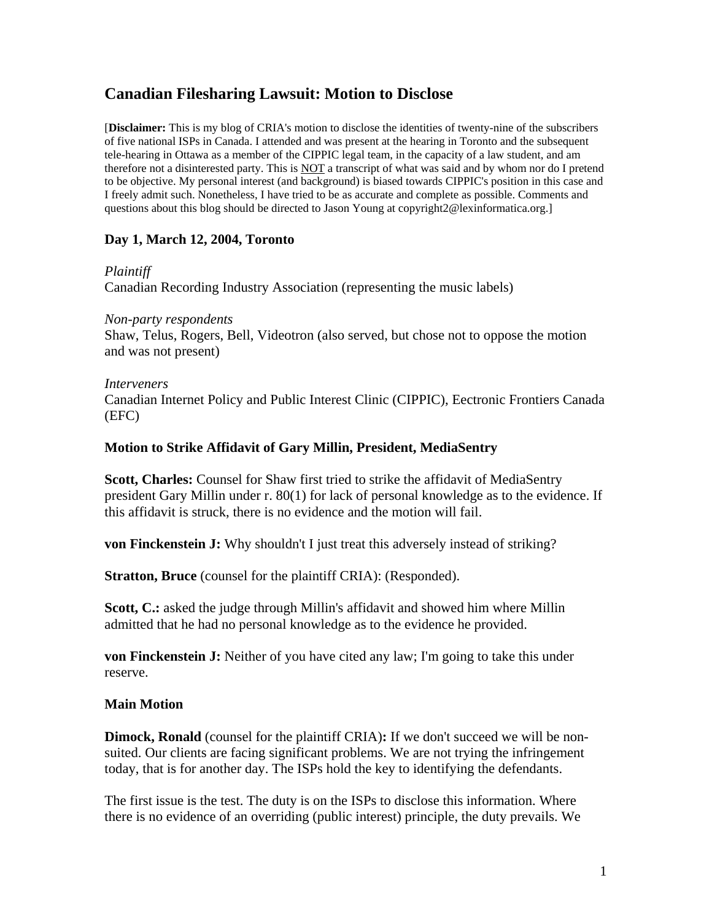# Canadian Filesharing Lawsuit: Motion to Disclose

[**Disclaimer:** This is my blog of CRIA's motion to disclose the identities of twenty-nine of the subscribers of five national ISPs in Canada. I attended and was present at the hearing in Toronto and the subsequent tele-hearing in Ottawa as a member of the CIPPIC legal team, in the capacity of a law student, and am therefore not a disinterested party. This is <u>NOT</u> a transcript of what was said and by whom nor do I pretend to be objective. My personal interest (and background) is biased towards CIPPIC's position in this case and I freely admit such. Nonetheless, I have tried to be as accurate and complete as possible. Comments and questions about this blog should be directed to Jason Young at copyright2@lexinformatica.org.]

### Day 1, March 12, 2004, Toronto

*Plaintiff*
Canadian Recording Industry Association (representing the music labels)

*Non-party respondents*
Shaw, Telus, Rogers, Bell, Videotron (also served, but chose not to oppose the motion and was not present)

*Interveners*
Canadian Internet Policy and Public Interest Clinic (CIPPIC), Eectronic Frontiers Canada (EFC)

### Motion to Strike Affidavit of Gary Millin, President, MediaSentry

**Scott, Charles:** Counsel for Shaw first tried to strike the affidavit of MediaSentry president Gary Millin under r. 80(1) for lack of personal knowledge as to the evidence. If this affidavit is struck, there is no evidence and the motion will fail.

**von Finckenstein J:** Why shouldn't I just treat this adversely instead of striking?

**Stratton, Bruce** (counsel for the plaintiff CRIA): (Responded).

**Scott, C.:** asked the judge through Millin's affidavit and showed him where Millin admitted that he had no personal knowledge as to the evidence he provided.

**von Finckenstein J:** Neither of you have cited any law; I'm going to take this under reserve.

### Main Motion

**Dimock, Ronald** (counsel for the plaintiff CRIA)**:** If we don't succeed we will be non-suited. Our clients are facing significant problems. We are not trying the infringement today, that is for another day. The ISPs hold the key to identifying the defendants.

The first issue is the test. The duty is on the ISPs to disclose this information. Where there is no evidence of an overriding (public interest) principle, the duty prevails. We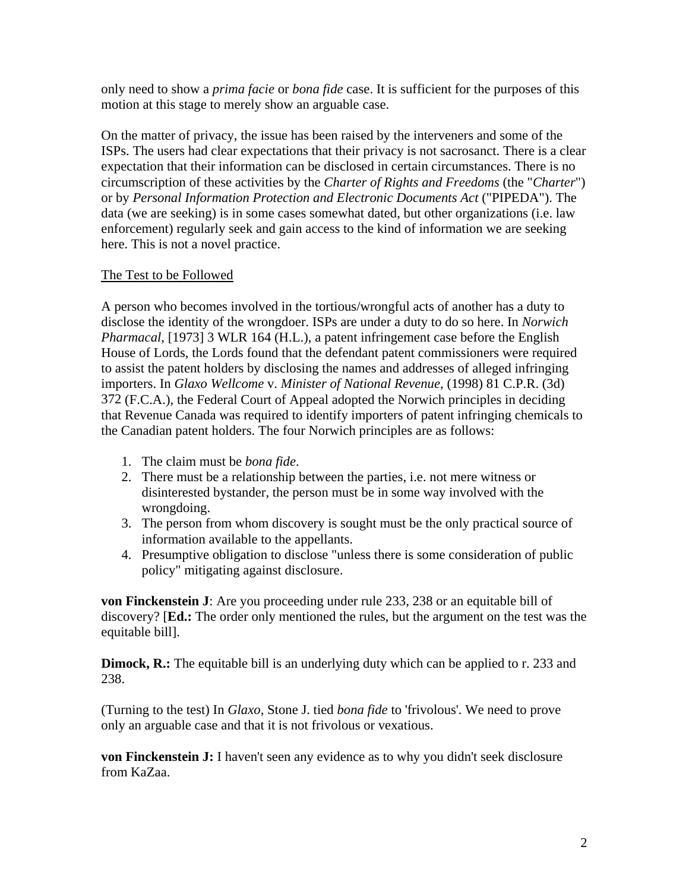only need to show a *prima facie* or *bona fide* case. It is sufficient for the purposes of this motion at this stage to merely show an arguable case.

On the matter of privacy, the issue has been raised by the interveners and some of the ISPs. The users had clear expectations that their privacy is not sacrosanct. There is a clear expectation that their information can be disclosed in certain circumstances. There is no circumscription of these activities by the *Charter of Rights and Freedoms* (the "*Charter*") or by *Personal Information Protection and Electronic Documents Act* ("PIPEDA"). The data (we are seeking) is in some cases somewhat dated, but other organizations (i.e. law enforcement) regularly seek and gain access to the kind of information we are seeking here. This is not a novel practice.

<u>The Test to be Followed</u>

A person who becomes involved in the tortious/wrongful acts of another has a duty to disclose the identity of the wrongdoer. ISPs are under a duty to do so here. In *Norwich Pharmacal*, [1973] 3 WLR 164 (H.L.), a patent infringement case before the English House of Lords, the Lords found that the defendant patent commissioners were required to assist the patent holders by disclosing the names and addresses of alleged infringing importers. In *Glaxo Wellcome* v. *Minister of National Revenue*, (1998) 81 C.P.R. (3d) 372 (F.C.A.), the Federal Court of Appeal adopted the Norwich principles in deciding that Revenue Canada was required to identify importers of patent infringing chemicals to the Canadian patent holders. The four Norwich principles are as follows:

1. The claim must be *bona fide*.
2. There must be a relationship between the parties, i.e. not mere witness or disinterested bystander, the person must be in some way involved with the wrongdoing.
3. The person from whom discovery is sought must be the only practical source of information available to the appellants.
4. Presumptive obligation to disclose "unless there is some consideration of public policy" mitigating against disclosure.

**von Finckenstein J**: Are you proceeding under rule 233, 238 or an equitable bill of discovery? [**Ed.:** The order only mentioned the rules, but the argument on the test was the equitable bill].

**Dimock, R.:** The equitable bill is an underlying duty which can be applied to r. 233 and 238.

(Turning to the test) In *Glaxo*, Stone J. tied *bona fide* to 'frivolous'. We need to prove only an arguable case and that it is not frivolous or vexatious.

**von Finckenstein J:** I haven't seen any evidence as to why you didn't seek disclosure from KaZaa.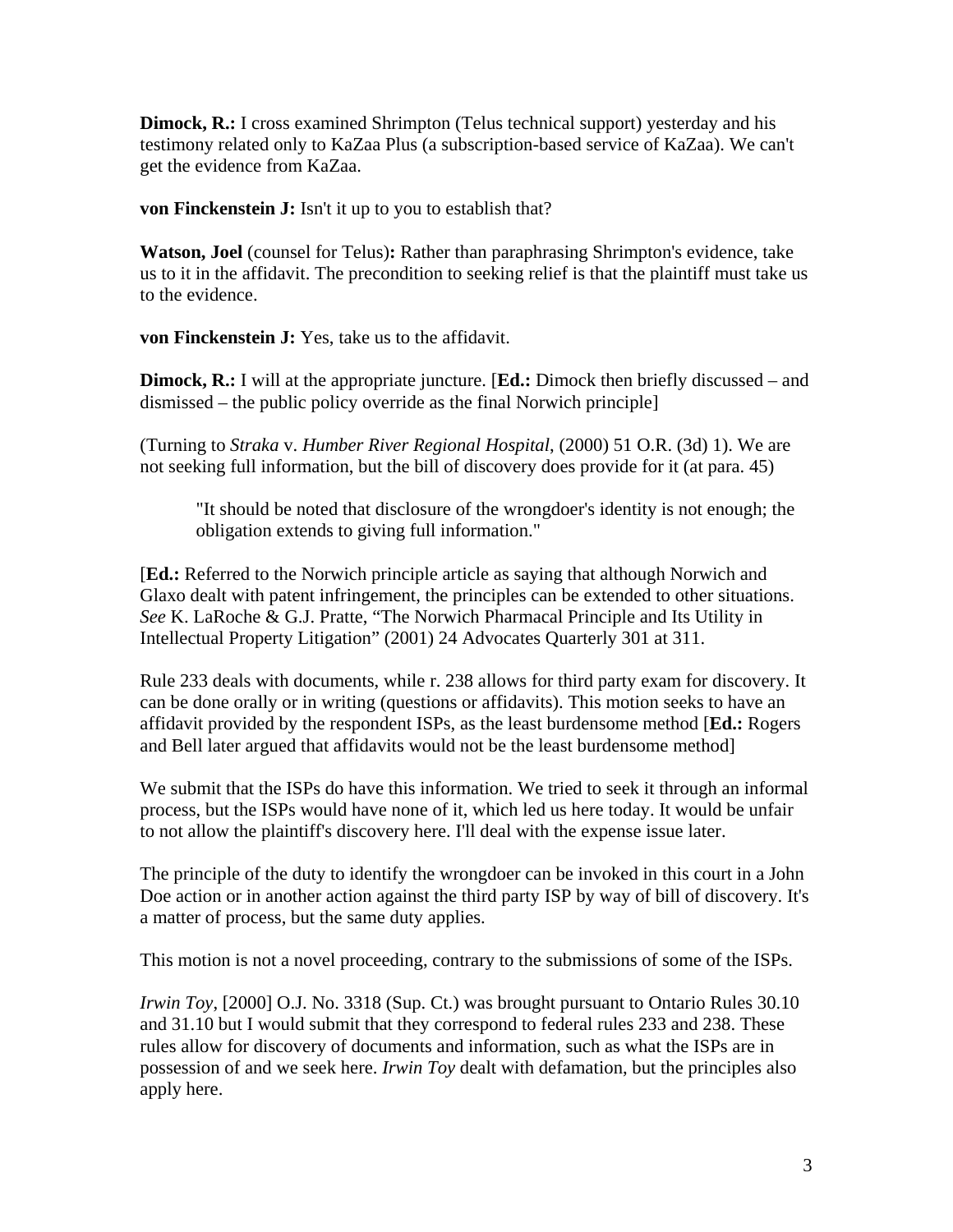**Dimock, R.:** I cross examined Shrimpton (Telus technical support) yesterday and his testimony related only to KaZaa Plus (a subscription-based service of KaZaa). We can't get the evidence from KaZaa.

**von Finckenstein J:** Isn't it up to you to establish that?

**Watson, Joel** (counsel for Telus)**:** Rather than paraphrasing Shrimpton's evidence, take us to it in the affidavit. The precondition to seeking relief is that the plaintiff must take us to the evidence.

**von Finckenstein J:** Yes, take us to the affidavit.

**Dimock, R.:** I will at the appropriate juncture. [**Ed.:** Dimock then briefly discussed – and dismissed – the public policy override as the final Norwich principle]

(Turning to *Straka* v. *Humber River Regional Hospital*, (2000) 51 O.R. (3d) 1). We are not seeking full information, but the bill of discovery does provide for it (at para. 45)

> "It should be noted that disclosure of the wrongdoer's identity is not enough; the obligation extends to giving full information."

[**Ed.:** Referred to the Norwich principle article as saying that although Norwich and Glaxo dealt with patent infringement, the principles can be extended to other situations. *See* K. LaRoche & G.J. Pratte, "The Norwich Pharmacal Principle and Its Utility in Intellectual Property Litigation" (2001) 24 Advocates Quarterly 301 at 311.

Rule 233 deals with documents, while r. 238 allows for third party exam for discovery. It can be done orally or in writing (questions or affidavits). This motion seeks to have an affidavit provided by the respondent ISPs, as the least burdensome method [**Ed.:** Rogers and Bell later argued that affidavits would not be the least burdensome method]

We submit that the ISPs do have this information. We tried to seek it through an informal process, but the ISPs would have none of it, which led us here today. It would be unfair to not allow the plaintiff's discovery here. I'll deal with the expense issue later.

The principle of the duty to identify the wrongdoer can be invoked in this court in a John Doe action or in another action against the third party ISP by way of bill of discovery. It's a matter of process, but the same duty applies.

This motion is not a novel proceeding, contrary to the submissions of some of the ISPs.

*Irwin Toy*, [2000] O.J. No. 3318 (Sup. Ct.) was brought pursuant to Ontario Rules 30.10 and 31.10 but I would submit that they correspond to federal rules 233 and 238. These rules allow for discovery of documents and information, such as what the ISPs are in possession of and we seek here. *Irwin Toy* dealt with defamation, but the principles also apply here.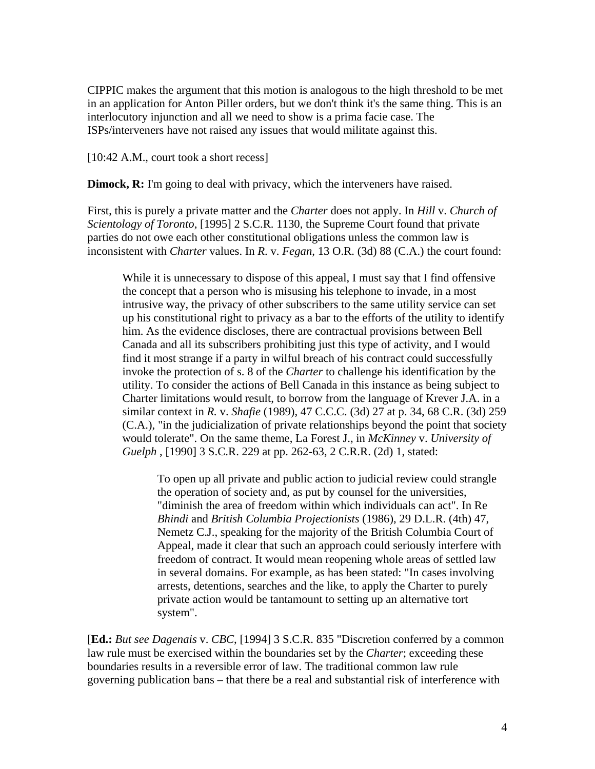CIPPIC makes the argument that this motion is analogous to the high threshold to be met in an application for Anton Piller orders, but we don't think it's the same thing. This is an interlocutory injunction and all we need to show is a prima facie case. The ISPs/interveners have not raised any issues that would militate against this.

[10:42 A.M., court took a short recess]

**Dimock, R:** I'm going to deal with privacy, which the interveners have raised.

First, this is purely a private matter and the *Charter* does not apply. In *Hill* v. *Church of Scientology of Toronto*, [1995] 2 S.C.R. 1130, the Supreme Court found that private parties do not owe each other constitutional obligations unless the common law is inconsistent with *Charter* values. In *R*. v. *Fegan*, 13 O.R. (3d) 88 (C.A.) the court found:

> While it is unnecessary to dispose of this appeal, I must say that I find offensive the concept that a person who is misusing his telephone to invade, in a most intrusive way, the privacy of other subscribers to the same utility service can set up his constitutional right to privacy as a bar to the efforts of the utility to identify him. As the evidence discloses, there are contractual provisions between Bell Canada and all its subscribers prohibiting just this type of activity, and I would find it most strange if a party in wilful breach of his contract could successfully invoke the protection of s. 8 of the *Charter* to challenge his identification by the utility. To consider the actions of Bell Canada in this instance as being subject to Charter limitations would result, to borrow from the language of Krever J.A. in a similar context in *R.* v. *Shafie* (1989), 47 C.C.C. (3d) 27 at p. 34, 68 C.R. (3d) 259 (C.A.), "in the judicialization of private relationships beyond the point that society would tolerate". On the same theme, La Forest J., in *McKinney* v. *University of Guelph* , [1990] 3 S.C.R. 229 at pp. 262-63, 2 C.R.R. (2d) 1, stated:
>
> > To open up all private and public action to judicial review could strangle the operation of society and, as put by counsel for the universities, "diminish the area of freedom within which individuals can act". In Re *Bhindi* and *British Columbia Projectionists* (1986), 29 D.L.R. (4th) 47, Nemetz C.J., speaking for the majority of the British Columbia Court of Appeal, made it clear that such an approach could seriously interfere with freedom of contract. It would mean reopening whole areas of settled law in several domains. For example, as has been stated: "In cases involving arrests, detentions, searches and the like, to apply the Charter to purely private action would be tantamount to setting up an alternative tort system".

[**Ed.:** *But see Dagenais* v. *CBC*, [1994] 3 S.C.R. 835 "Discretion conferred by a common law rule must be exercised within the boundaries set by the *Charter*; exceeding these boundaries results in a reversible error of law. The traditional common law rule governing publication bans – that there be a real and substantial risk of interference with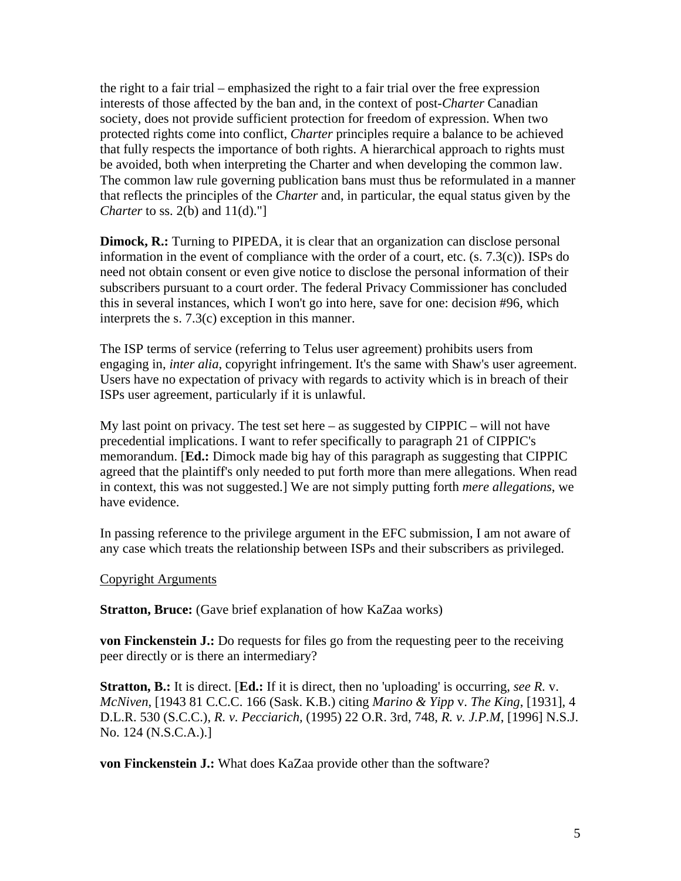the right to a fair trial – emphasized the right to a fair trial over the free expression interests of those affected by the ban and, in the context of post-*Charter* Canadian society, does not provide sufficient protection for freedom of expression. When two protected rights come into conflict, *Charter* principles require a balance to be achieved that fully respects the importance of both rights. A hierarchical approach to rights must be avoided, both when interpreting the Charter and when developing the common law. The common law rule governing publication bans must thus be reformulated in a manner that reflects the principles of the *Charter* and, in particular, the equal status given by the *Charter* to ss. 2(b) and 11(d)."]

**Dimock, R.:** Turning to PIPEDA, it is clear that an organization can disclose personal information in the event of compliance with the order of a court, etc. (s. 7.3(c)). ISPs do need not obtain consent or even give notice to disclose the personal information of their subscribers pursuant to a court order. The federal Privacy Commissioner has concluded this in several instances, which I won't go into here, save for one: decision #96, which interprets the s. 7.3(c) exception in this manner.

The ISP terms of service (referring to Telus user agreement) prohibits users from engaging in, *inter alia*, copyright infringement. It's the same with Shaw's user agreement. Users have no expectation of privacy with regards to activity which is in breach of their ISPs user agreement, particularly if it is unlawful.

My last point on privacy. The test set here – as suggested by CIPPIC – will not have precedential implications. I want to refer specifically to paragraph 21 of CIPPIC's memorandum. [**Ed.:** Dimock made big hay of this paragraph as suggesting that CIPPIC agreed that the plaintiff's only needed to put forth more than mere allegations. When read in context, this was not suggested.] We are not simply putting forth *mere allegations*, we have evidence.

In passing reference to the privilege argument in the EFC submission, I am not aware of any case which treats the relationship between ISPs and their subscribers as privileged.

<u>Copyright Arguments</u>

**Stratton, Bruce:** (Gave brief explanation of how KaZaa works)

**von Finckenstein J.:** Do requests for files go from the requesting peer to the receiving peer directly or is there an intermediary?

**Stratton, B.:** It is direct. [**Ed.:** If it is direct, then no 'uploading' is occurring, *see R.* v. *McNiven*, [1943 81 C.C.C. 166 (Sask. K.B.) citing *Marino & Yipp* v. *The King*, [1931], 4 D.L.R. 530 (S.C.C.), *R. v. Pecciarich*, (1995) 22 O.R. 3rd, 748, *R. v. J.P.M*, [1996] N.S.J. No. 124 (N.S.C.A.).]

**von Finckenstein J.:** What does KaZaa provide other than the software?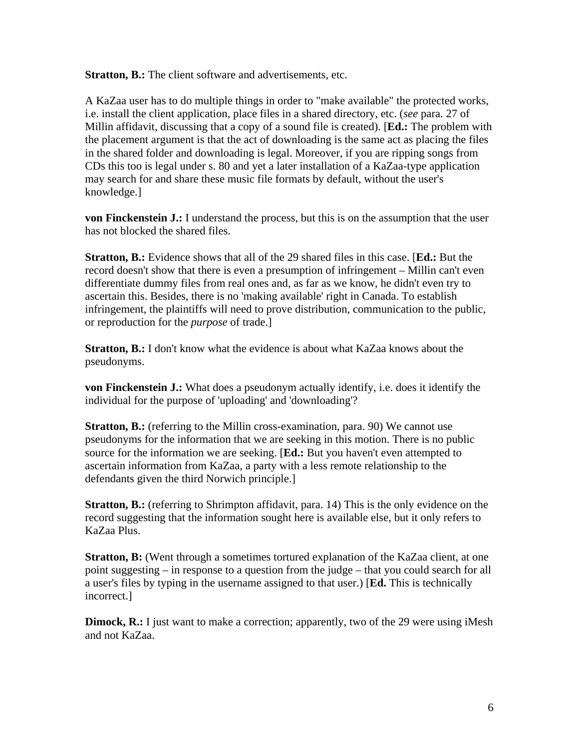**Stratton, B.:** The client software and advertisements, etc.

A KaZaa user has to do multiple things in order to "make available" the protected works, i.e. install the client application, place files in a shared directory, etc. (*see* para. 27 of Millin affidavit, discussing that a copy of a sound file is created). [**Ed.:** The problem with the placement argument is that the act of downloading is the same act as placing the files in the shared folder and downloading is legal. Moreover, if you are ripping songs from CDs this too is legal under s. 80 and yet a later installation of a KaZaa-type application may search for and share these music file formats by default, without the user's knowledge.]

**von Finckenstein J.:** I understand the process, but this is on the assumption that the user has not blocked the shared files.

**Stratton, B.:** Evidence shows that all of the 29 shared files in this case. [**Ed.:** But the record doesn't show that there is even a presumption of infringement – Millin can't even differentiate dummy files from real ones and, as far as we know, he didn't even try to ascertain this. Besides, there is no 'making available' right in Canada. To establish infringement, the plaintiffs will need to prove distribution, communication to the public, or reproduction for the *purpose* of trade.]

**Stratton, B.:** I don't know what the evidence is about what KaZaa knows about the pseudonyms.

**von Finckenstein J.:** What does a pseudonym actually identify, i.e. does it identify the individual for the purpose of 'uploading' and 'downloading'?

**Stratton, B.:** (referring to the Millin cross-examination, para. 90) We cannot use pseudonyms for the information that we are seeking in this motion. There is no public source for the information we are seeking. [**Ed.:** But you haven't even attempted to ascertain information from KaZaa, a party with a less remote relationship to the defendants given the third Norwich principle.]

**Stratton, B.:** (referring to Shrimpton affidavit, para. 14) This is the only evidence on the record suggesting that the information sought here is available else, but it only refers to KaZaa Plus.

**Stratton, B:** (Went through a sometimes tortured explanation of the KaZaa client, at one point suggesting – in response to a question from the judge – that you could search for all a user's files by typing in the username assigned to that user.) [**Ed.** This is technically incorrect.]

**Dimock, R.:** I just want to make a correction; apparently, two of the 29 were using iMesh and not KaZaa.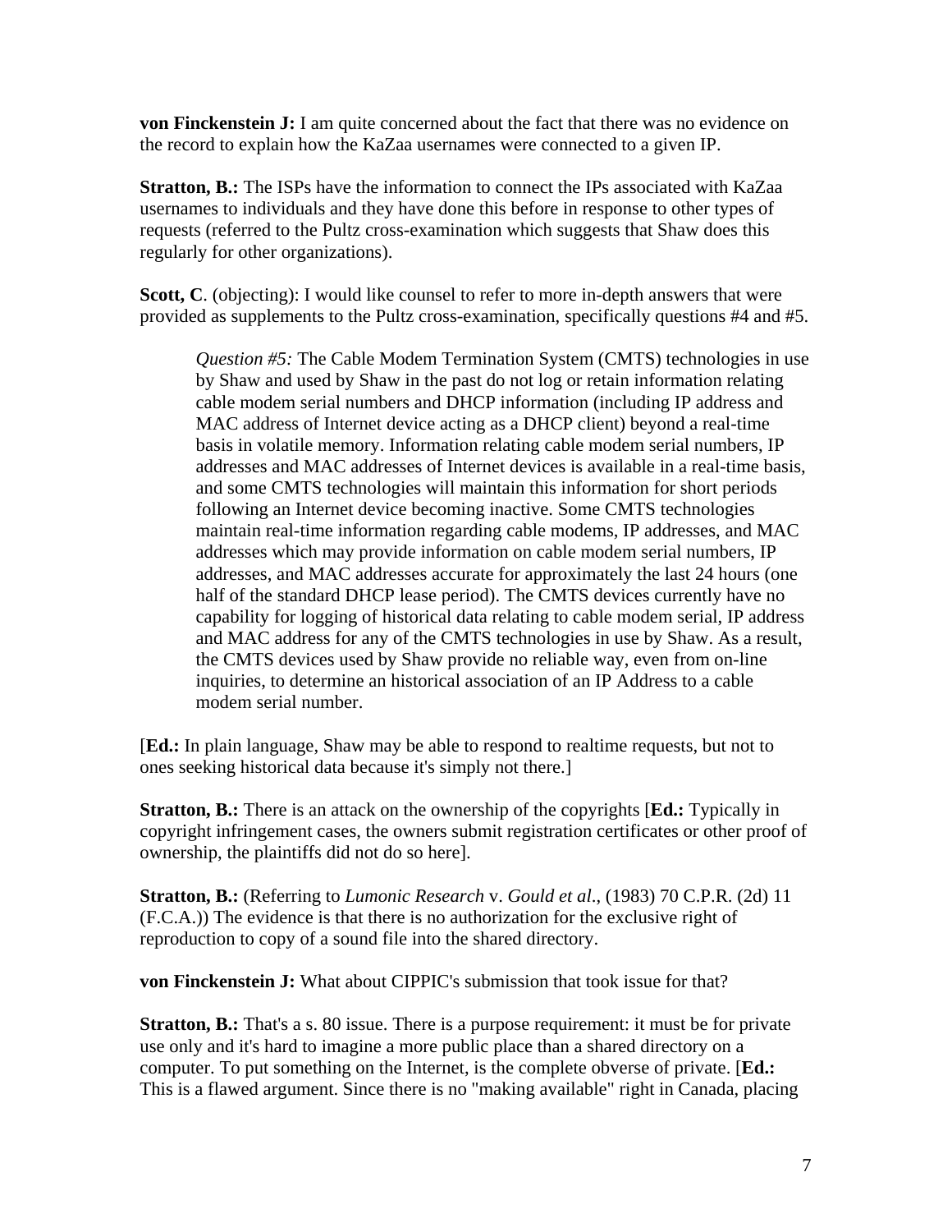**von Finckenstein J:** I am quite concerned about the fact that there was no evidence on the record to explain how the KaZaa usernames were connected to a given IP.

**Stratton, B.:** The ISPs have the information to connect the IPs associated with KaZaa usernames to individuals and they have done this before in response to other types of requests (referred to the Pultz cross-examination which suggests that Shaw does this regularly for other organizations).

**Scott, C**. (objecting): I would like counsel to refer to more in-depth answers that were provided as supplements to the Pultz cross-examination, specifically questions #4 and #5.

> *Question #5:* The Cable Modem Termination System (CMTS) technologies in use by Shaw and used by Shaw in the past do not log or retain information relating cable modem serial numbers and DHCP information (including IP address and MAC address of Internet device acting as a DHCP client) beyond a real-time basis in volatile memory. Information relating cable modem serial numbers, IP addresses and MAC addresses of Internet devices is available in a real-time basis, and some CMTS technologies will maintain this information for short periods following an Internet device becoming inactive. Some CMTS technologies maintain real-time information regarding cable modems, IP addresses, and MAC addresses which may provide information on cable modem serial numbers, IP addresses, and MAC addresses accurate for approximately the last 24 hours (one half of the standard DHCP lease period). The CMTS devices currently have no capability for logging of historical data relating to cable modem serial, IP address and MAC address for any of the CMTS technologies in use by Shaw. As a result, the CMTS devices used by Shaw provide no reliable way, even from on-line inquiries, to determine an historical association of an IP Address to a cable modem serial number.

[**Ed.:** In plain language, Shaw may be able to respond to realtime requests, but not to ones seeking historical data because it's simply not there.]

**Stratton, B.:** There is an attack on the ownership of the copyrights [**Ed.:** Typically in copyright infringement cases, the owners submit registration certificates or other proof of ownership, the plaintiffs did not do so here].

**Stratton, B.:** (Referring to *Lumonic Research* v. *Gould et al*., (1983) 70 C.P.R. (2d) 11 (F.C.A.)) The evidence is that there is no authorization for the exclusive right of reproduction to copy of a sound file into the shared directory.

**von Finckenstein J:** What about CIPPIC's submission that took issue for that?

**Stratton, B.:** That's a s. 80 issue. There is a purpose requirement: it must be for private use only and it's hard to imagine a more public place than a shared directory on a computer. To put something on the Internet, is the complete obverse of private. [**Ed.:** This is a flawed argument. Since there is no "making available" right in Canada, placing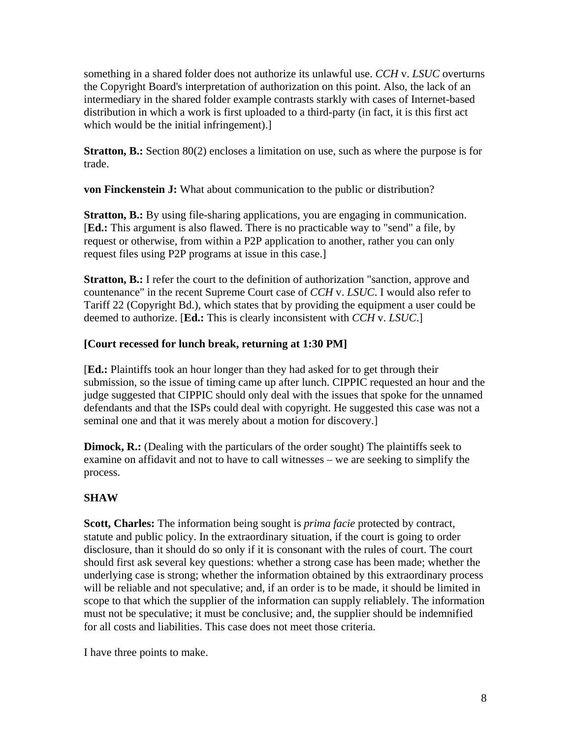something in a shared folder does not authorize its unlawful use. *CCH* v. *LSUC* overturns the Copyright Board's interpretation of authorization on this point. Also, the lack of an intermediary in the shared folder example contrasts starkly with cases of Internet-based distribution in which a work is first uploaded to a third-party (in fact, it is this first act which would be the initial infringement).]

**Stratton, B.:** Section 80(2) encloses a limitation on use, such as where the purpose is for trade.

**von Finckenstein J:** What about communication to the public or distribution?

**Stratton, B.:** By using file-sharing applications, you are engaging in communication. [**Ed.:** This argument is also flawed. There is no practicable way to "send" a file, by request or otherwise, from within a P2P application to another, rather you can only request files using P2P programs at issue in this case.]

**Stratton, B.:** I refer the court to the definition of authorization "sanction, approve and countenance" in the recent Supreme Court case of *CCH* v. *LSUC*. I would also refer to Tariff 22 (Copyright Bd.), which states that by providing the equipment a user could be deemed to authorize. [**Ed.:** This is clearly inconsistent with *CCH* v. *LSUC*.]

**[Court recessed for lunch break, returning at 1:30 PM]**

[**Ed.:** Plaintiffs took an hour longer than they had asked for to get through their submission, so the issue of timing came up after lunch. CIPPIC requested an hour and the judge suggested that CIPPIC should only deal with the issues that spoke for the unnamed defendants and that the ISPs could deal with copyright. He suggested this case was not a seminal one and that it was merely about a motion for discovery.]

**Dimock, R.:** (Dealing with the particulars of the order sought) The plaintiffs seek to examine on affidavit and not to have to call witnesses – we are seeking to simplify the process.

**SHAW**

**Scott, Charles:** The information being sought is *prima facie* protected by contract, statute and public policy. In the extraordinary situation, if the court is going to order disclosure, than it should do so only if it is consonant with the rules of court. The court should first ask several key questions: whether a strong case has been made; whether the underlying case is strong; whether the information obtained by this extraordinary process will be reliable and not speculative; and, if an order is to be made, it should be limited in scope to that which the supplier of the information can supply reliablely. The information must not be speculative; it must be conclusive; and, the supplier should be indemnified for all costs and liabilities. This case does not meet those criteria.

I have three points to make.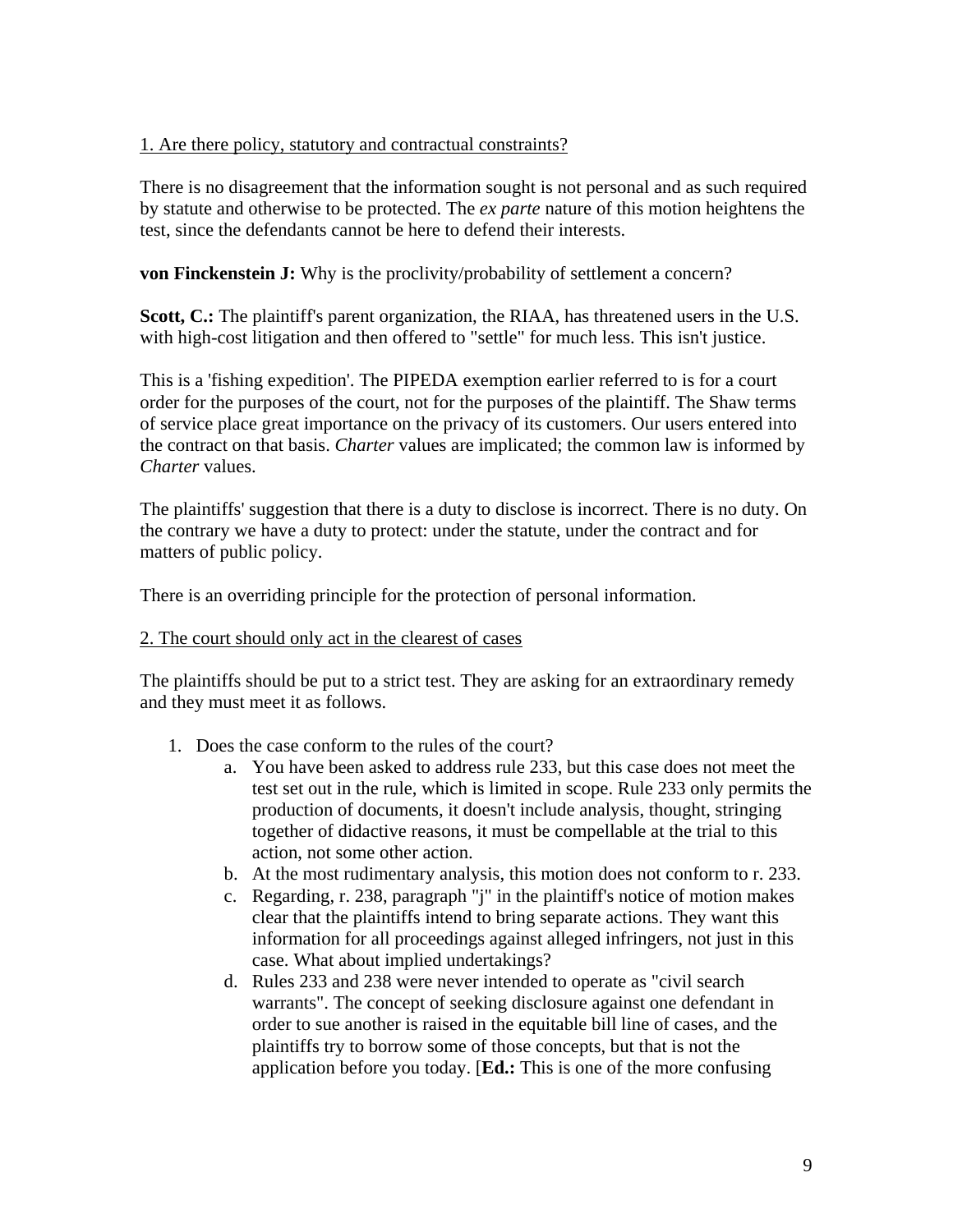<u>1. Are there policy, statutory and contractual constraints?</u>

There is no disagreement that the information sought is not personal and as such required by statute and otherwise to be protected. The *ex parte* nature of this motion heightens the test, since the defendants cannot be here to defend their interests.

**von Finckenstein J:** Why is the proclivity/probability of settlement a concern?

**Scott, C.:** The plaintiff's parent organization, the RIAA, has threatened users in the U.S. with high-cost litigation and then offered to "settle" for much less. This isn't justice.

This is a 'fishing expedition'. The PIPEDA exemption earlier referred to is for a court order for the purposes of the court, not for the purposes of the plaintiff. The Shaw terms of service place great importance on the privacy of its customers. Our users entered into the contract on that basis. *Charter* values are implicated; the common law is informed by *Charter* values.

The plaintiffs' suggestion that there is a duty to disclose is incorrect. There is no duty. On the contrary we have a duty to protect: under the statute, under the contract and for matters of public policy.

There is an overriding principle for the protection of personal information.

<u>2. The court should only act in the clearest of cases</u>

The plaintiffs should be put to a strict test. They are asking for an extraordinary remedy and they must meet it as follows.

1. Does the case conform to the rules of the court?
    a. You have been asked to address rule 233, but this case does not meet the test set out in the rule, which is limited in scope. Rule 233 only permits the production of documents, it doesn't include analysis, thought, stringing together of didactive reasons, it must be compellable at the trial to this action, not some other action.
    b. At the most rudimentary analysis, this motion does not conform to r. 233.
    c. Regarding, r. 238, paragraph "j" in the plaintiff's notice of motion makes clear that the plaintiffs intend to bring separate actions. They want this information for all proceedings against alleged infringers, not just in this case. What about implied undertakings?
    d. Rules 233 and 238 were never intended to operate as "civil search warrants". The concept of seeking disclosure against one defendant in order to sue another is raised in the equitable bill line of cases, and the plaintiffs try to borrow some of those concepts, but that is not the application before you today. [**Ed.:** This is one of the more confusing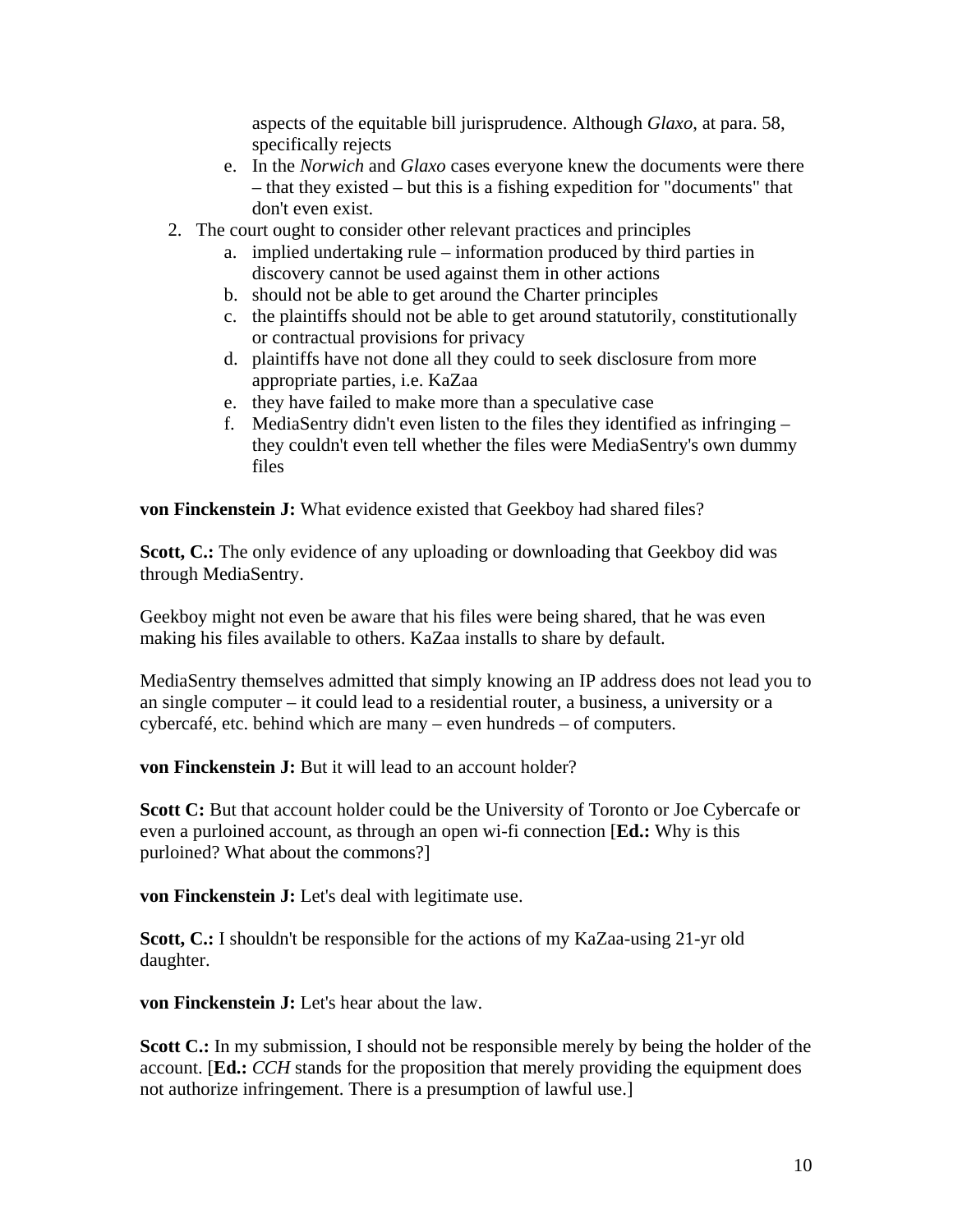aspects of the equitable bill jurisprudence. Although *Glaxo*, at para. 58, specifically rejects
   e. In the *Norwich* and *Glaxo* cases everyone knew the documents were there – that they existed – but this is a fishing expedition for "documents" that don't even exist.
2. The court ought to consider other relevant practices and principles
   a. implied undertaking rule – information produced by third parties in discovery cannot be used against them in other actions
   b. should not be able to get around the Charter principles
   c. the plaintiffs should not be able to get around statutorily, constitutionally or contractual provisions for privacy
   d. plaintiffs have not done all they could to seek disclosure from more appropriate parties, i.e. KaZaa
   e. they have failed to make more than a speculative case
   f. MediaSentry didn't even listen to the files they identified as infringing – they couldn't even tell whether the files were MediaSentry's own dummy files

**von Finckenstein J:** What evidence existed that Geekboy had shared files?

**Scott, C.:** The only evidence of any uploading or downloading that Geekboy did was through MediaSentry.

Geekboy might not even be aware that his files were being shared, that he was even making his files available to others. KaZaa installs to share by default.

MediaSentry themselves admitted that simply knowing an IP address does not lead you to an single computer – it could lead to a residential router, a business, a university or a cybercafé, etc. behind which are many – even hundreds – of computers.

**von Finckenstein J:** But it will lead to an account holder?

**Scott C:** But that account holder could be the University of Toronto or Joe Cybercafe or even a purloined account, as through an open wi-fi connection [**Ed.:** Why is this purloined? What about the commons?]

**von Finckenstein J:** Let's deal with legitimate use.

**Scott, C.:** I shouldn't be responsible for the actions of my KaZaa-using 21-yr old daughter.

**von Finckenstein J:** Let's hear about the law.

**Scott C.:** In my submission, I should not be responsible merely by being the holder of the account. [**Ed.:** *CCH* stands for the proposition that merely providing the equipment does not authorize infringement. There is a presumption of lawful use.]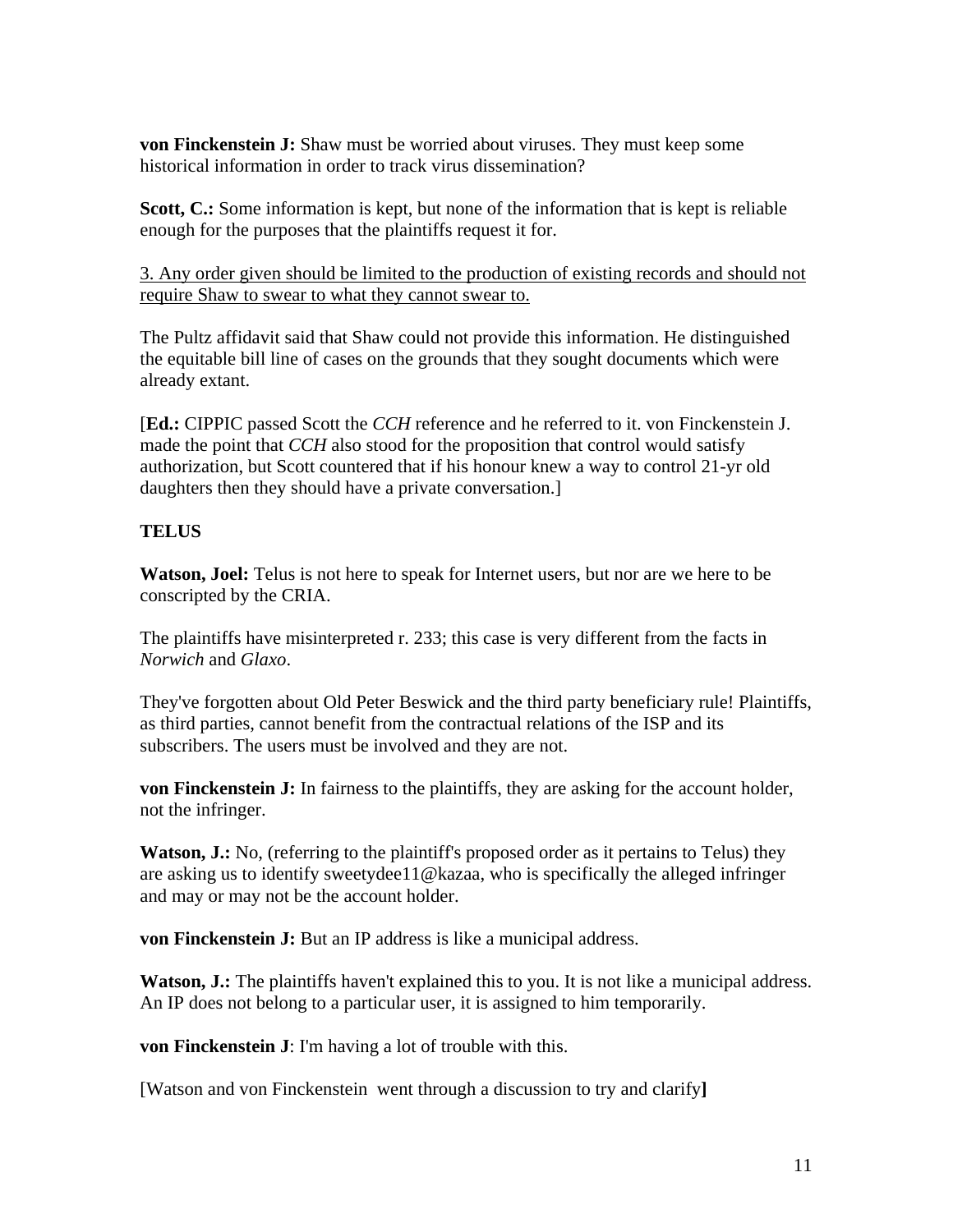**von Finckenstein J:** Shaw must be worried about viruses. They must keep some historical information in order to track virus dissemination?

**Scott, C.:** Some information is kept, but none of the information that is kept is reliable enough for the purposes that the plaintiffs request it for.

<u>3. Any order given should be limited to the production of existing records and should not require Shaw to swear to what they cannot swear to.</u>

The Pultz affidavit said that Shaw could not provide this information. He distinguished the equitable bill line of cases on the grounds that they sought documents which were already extant.

[**Ed.:** CIPPIC passed Scott the *CCH* reference and he referred to it. von Finckenstein J. made the point that *CCH* also stood for the proposition that control would satisfy authorization, but Scott countered that if his honour knew a way to control 21-yr old daughters then they should have a private conversation.]

**TELUS**

**Watson, Joel:** Telus is not here to speak for Internet users, but nor are we here to be conscripted by the CRIA.

The plaintiffs have misinterpreted r. 233; this case is very different from the facts in *Norwich* and *Glaxo*.

They've forgotten about Old Peter Beswick and the third party beneficiary rule! Plaintiffs, as third parties, cannot benefit from the contractual relations of the ISP and its subscribers. The users must be involved and they are not.

**von Finckenstein J:** In fairness to the plaintiffs, they are asking for the account holder, not the infringer.

**Watson, J.:** No, (referring to the plaintiff's proposed order as it pertains to Telus) they are asking us to identify sweetydee11@kazaa, who is specifically the alleged infringer and may or may not be the account holder.

**von Finckenstein J:** But an IP address is like a municipal address.

**Watson, J.:** The plaintiffs haven't explained this to you. It is not like a municipal address. An IP does not belong to a particular user, it is assigned to him temporarily.

**von Finckenstein J**: I'm having a lot of trouble with this.

[Watson and von Finckenstein went through a discussion to try and clarify**]**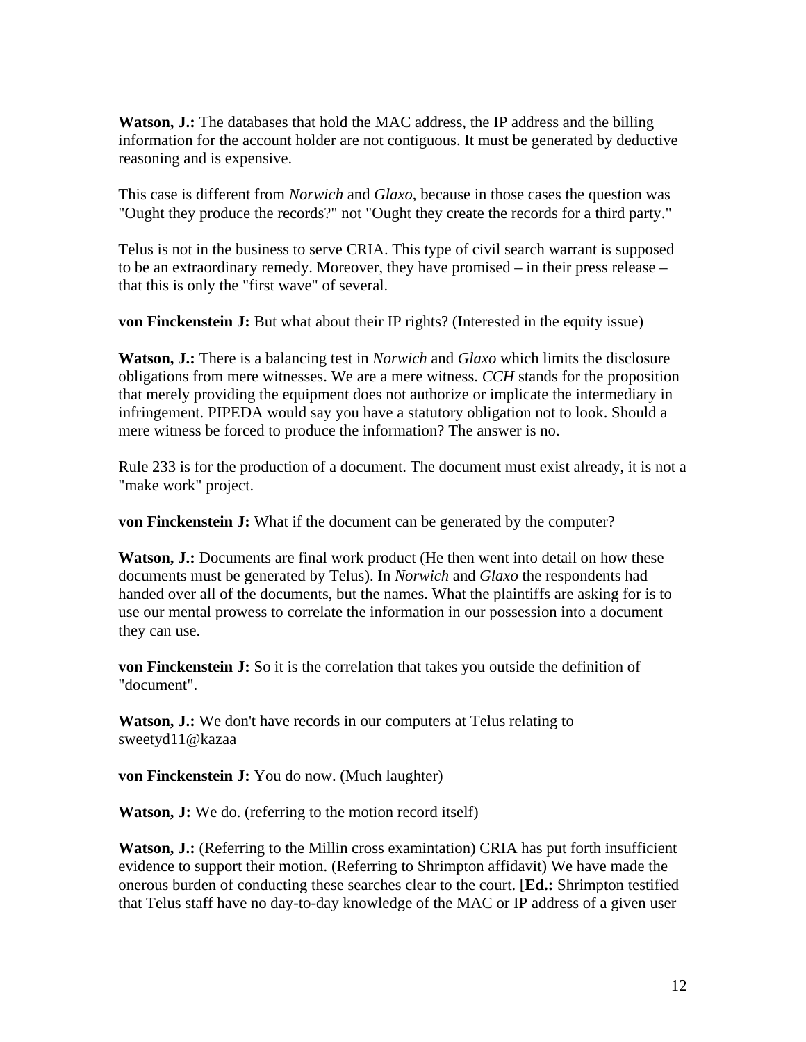**Watson, J.:** The databases that hold the MAC address, the IP address and the billing information for the account holder are not contiguous. It must be generated by deductive reasoning and is expensive.

This case is different from *Norwich* and *Glaxo*, because in those cases the question was "Ought they produce the records?" not "Ought they create the records for a third party."

Telus is not in the business to serve CRIA. This type of civil search warrant is supposed to be an extraordinary remedy. Moreover, they have promised – in their press release – that this is only the "first wave" of several.

**von Finckenstein J:** But what about their IP rights? (Interested in the equity issue)

**Watson, J.:** There is a balancing test in *Norwich* and *Glaxo* which limits the disclosure obligations from mere witnesses. We are a mere witness. *CCH* stands for the proposition that merely providing the equipment does not authorize or implicate the intermediary in infringement. PIPEDA would say you have a statutory obligation not to look. Should a mere witness be forced to produce the information? The answer is no.

Rule 233 is for the production of a document. The document must exist already, it is not a "make work" project.

**von Finckenstein J:** What if the document can be generated by the computer?

**Watson, J.:** Documents are final work product (He then went into detail on how these documents must be generated by Telus). In *Norwich* and *Glaxo* the respondents had handed over all of the documents, but the names. What the plaintiffs are asking for is to use our mental prowess to correlate the information in our possession into a document they can use.

**von Finckenstein J:** So it is the correlation that takes you outside the definition of "document".

**Watson, J.:** We don't have records in our computers at Telus relating to sweetyd11@kazaa

**von Finckenstein J:** You do now. (Much laughter)

**Watson, J:** We do. (referring to the motion record itself)

**Watson, J.:** (Referring to the Millin cross examintation) CRIA has put forth insufficient evidence to support their motion. (Referring to Shrimpton affidavit) We have made the onerous burden of conducting these searches clear to the court. [**Ed.:** Shrimpton testified that Telus staff have no day-to-day knowledge of the MAC or IP address of a given user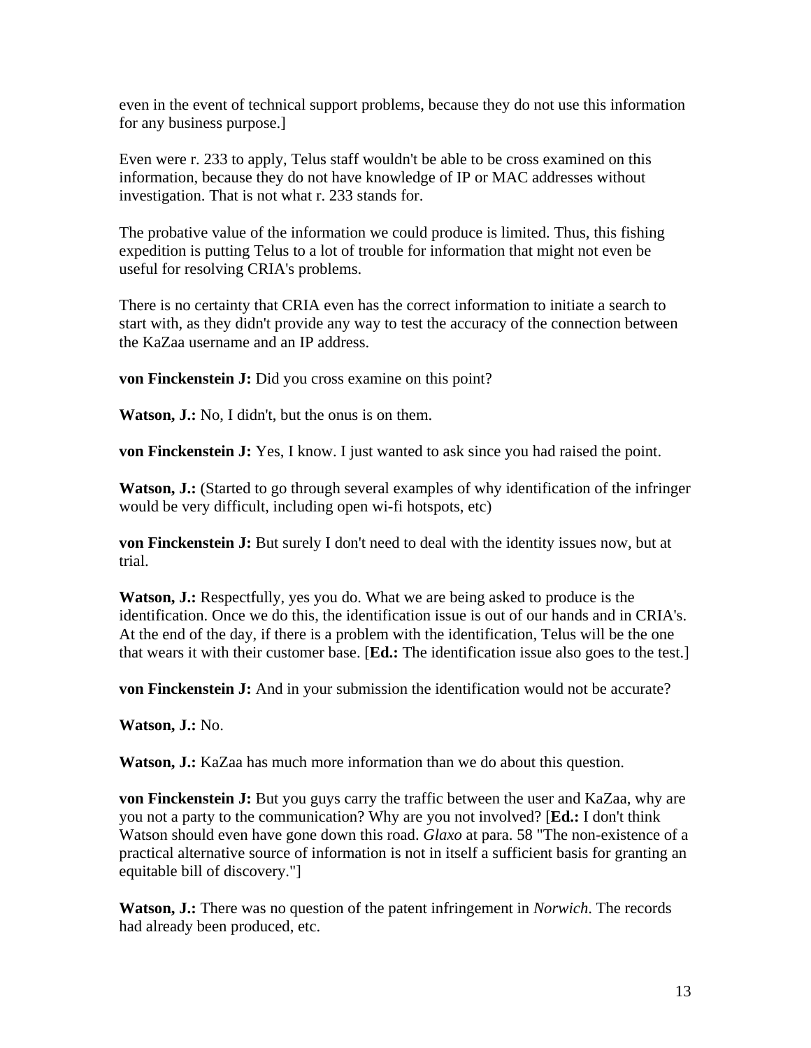even in the event of technical support problems, because they do not use this information for any business purpose.]

Even were r. 233 to apply, Telus staff wouldn't be able to be cross examined on this information, because they do not have knowledge of IP or MAC addresses without investigation. That is not what r. 233 stands for.

The probative value of the information we could produce is limited. Thus, this fishing expedition is putting Telus to a lot of trouble for information that might not even be useful for resolving CRIA's problems.

There is no certainty that CRIA even has the correct information to initiate a search to start with, as they didn't provide any way to test the accuracy of the connection between the KaZaa username and an IP address.

**von Finckenstein J:** Did you cross examine on this point?

**Watson, J.:** No, I didn't, but the onus is on them.

**von Finckenstein J:** Yes, I know. I just wanted to ask since you had raised the point.

**Watson, J.:** (Started to go through several examples of why identification of the infringer would be very difficult, including open wi-fi hotspots, etc)

**von Finckenstein J:** But surely I don't need to deal with the identity issues now, but at trial.

**Watson, J.:** Respectfully, yes you do. What we are being asked to produce is the identification. Once we do this, the identification issue is out of our hands and in CRIA's. At the end of the day, if there is a problem with the identification, Telus will be the one that wears it with their customer base. [**Ed.:** The identification issue also goes to the test.]

**von Finckenstein J:** And in your submission the identification would not be accurate?

**Watson, J.:** No.

**Watson, J.:** KaZaa has much more information than we do about this question.

**von Finckenstein J:** But you guys carry the traffic between the user and KaZaa, why are you not a party to the communication? Why are you not involved? [**Ed.:** I don't think Watson should even have gone down this road. *Glaxo* at para. 58 "The non-existence of a practical alternative source of information is not in itself a sufficient basis for granting an equitable bill of discovery."]

**Watson, J.:** There was no question of the patent infringement in *Norwich*. The records had already been produced, etc.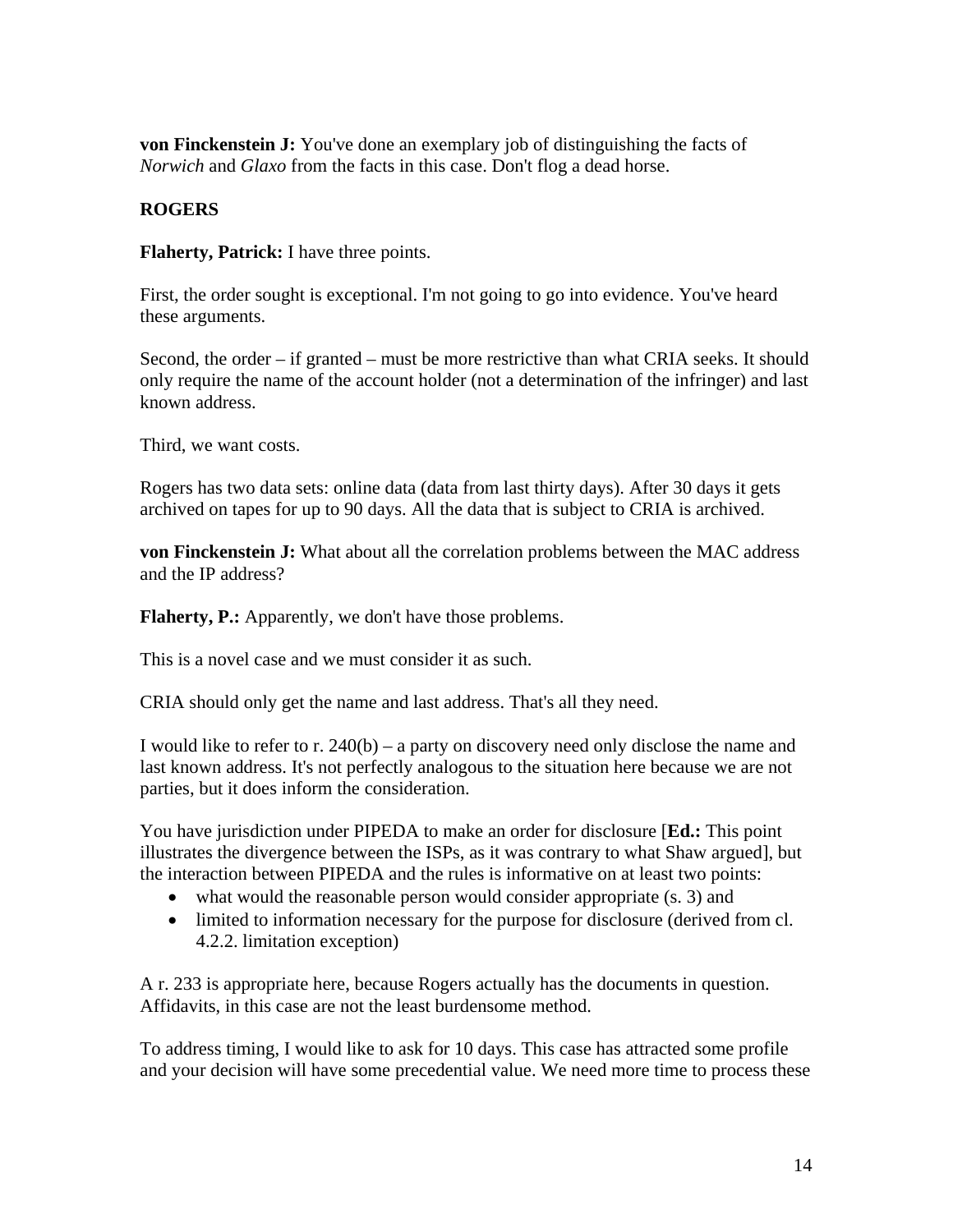**von Finckenstein J:** You've done an exemplary job of distinguishing the facts of *Norwich* and *Glaxo* from the facts in this case. Don't flog a dead horse.

**ROGERS**

**Flaherty, Patrick:** I have three points.

First, the order sought is exceptional. I'm not going to go into evidence. You've heard these arguments.

Second, the order – if granted – must be more restrictive than what CRIA seeks. It should only require the name of the account holder (not a determination of the infringer) and last known address.

Third, we want costs.

Rogers has two data sets: online data (data from last thirty days). After 30 days it gets archived on tapes for up to 90 days. All the data that is subject to CRIA is archived.

**von Finckenstein J:** What about all the correlation problems between the MAC address and the IP address?

**Flaherty, P.:** Apparently, we don't have those problems.

This is a novel case and we must consider it as such.

CRIA should only get the name and last address. That's all they need.

I would like to refer to r. 240(b) – a party on discovery need only disclose the name and last known address. It's not perfectly analogous to the situation here because we are not parties, but it does inform the consideration.

You have jurisdiction under PIPEDA to make an order for disclosure [**Ed.:** This point illustrates the divergence between the ISPs, as it was contrary to what Shaw argued], but the interaction between PIPEDA and the rules is informative on at least two points:

- what would the reasonable person would consider appropriate (s. 3) and
- limited to information necessary for the purpose for disclosure (derived from cl. 4.2.2. limitation exception)

A r. 233 is appropriate here, because Rogers actually has the documents in question. Affidavits, in this case are not the least burdensome method.

To address timing, I would like to ask for 10 days. This case has attracted some profile and your decision will have some precedential value. We need more time to process these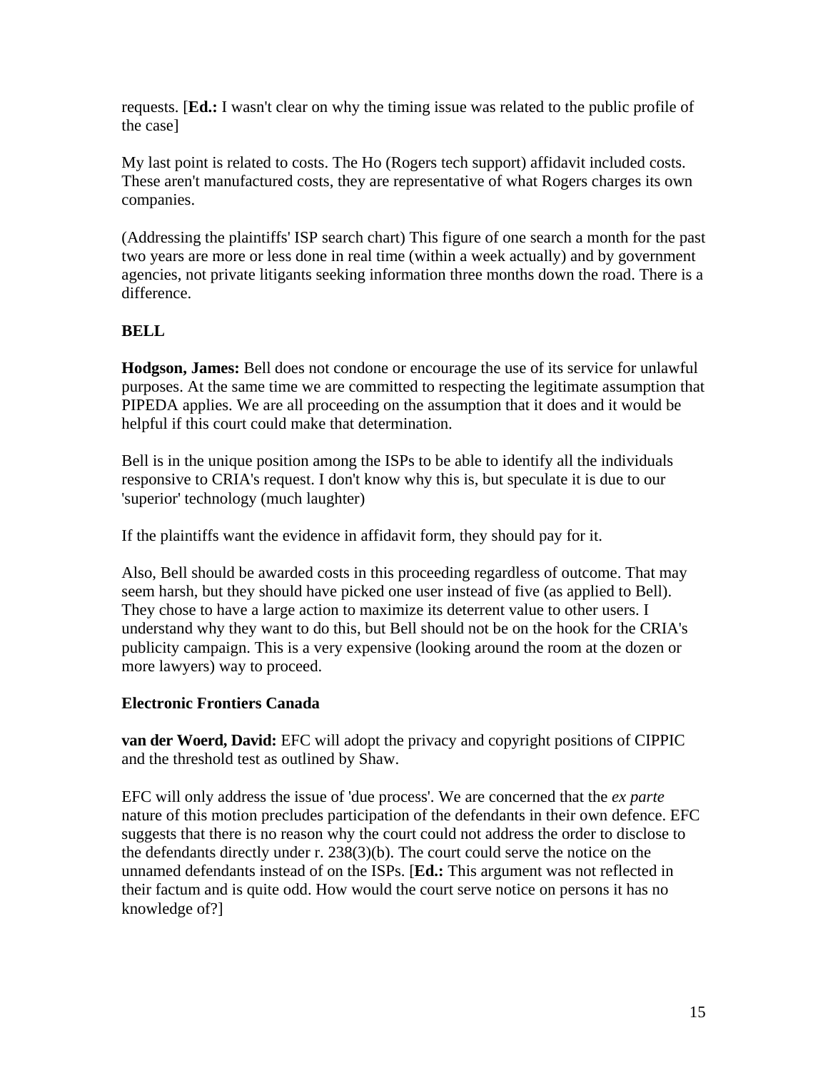requests. [**Ed.:** I wasn't clear on why the timing issue was related to the public profile of the case]

My last point is related to costs. The Ho (Rogers tech support) affidavit included costs. These aren't manufactured costs, they are representative of what Rogers charges its own companies.

(Addressing the plaintiffs' ISP search chart) This figure of one search a month for the past two years are more or less done in real time (within a week actually) and by government agencies, not private litigants seeking information three months down the road. There is a difference.

**BELL**

**Hodgson, James:** Bell does not condone or encourage the use of its service for unlawful purposes. At the same time we are committed to respecting the legitimate assumption that PIPEDA applies. We are all proceeding on the assumption that it does and it would be helpful if this court could make that determination.

Bell is in the unique position among the ISPs to be able to identify all the individuals responsive to CRIA's request. I don't know why this is, but speculate it is due to our 'superior' technology (much laughter)

If the plaintiffs want the evidence in affidavit form, they should pay for it.

Also, Bell should be awarded costs in this proceeding regardless of outcome. That may seem harsh, but they should have picked one user instead of five (as applied to Bell). They chose to have a large action to maximize its deterrent value to other users. I understand why they want to do this, but Bell should not be on the hook for the CRIA's publicity campaign. This is a very expensive (looking around the room at the dozen or more lawyers) way to proceed.

**Electronic Frontiers Canada**

**van der Woerd, David:** EFC will adopt the privacy and copyright positions of CIPPIC and the threshold test as outlined by Shaw.

EFC will only address the issue of 'due process'. We are concerned that the *ex parte* nature of this motion precludes participation of the defendants in their own defence. EFC suggests that there is no reason why the court could not address the order to disclose to the defendants directly under r. 238(3)(b). The court could serve the notice on the unnamed defendants instead of on the ISPs. [**Ed.:** This argument was not reflected in their factum and is quite odd. How would the court serve notice on persons it has no knowledge of?]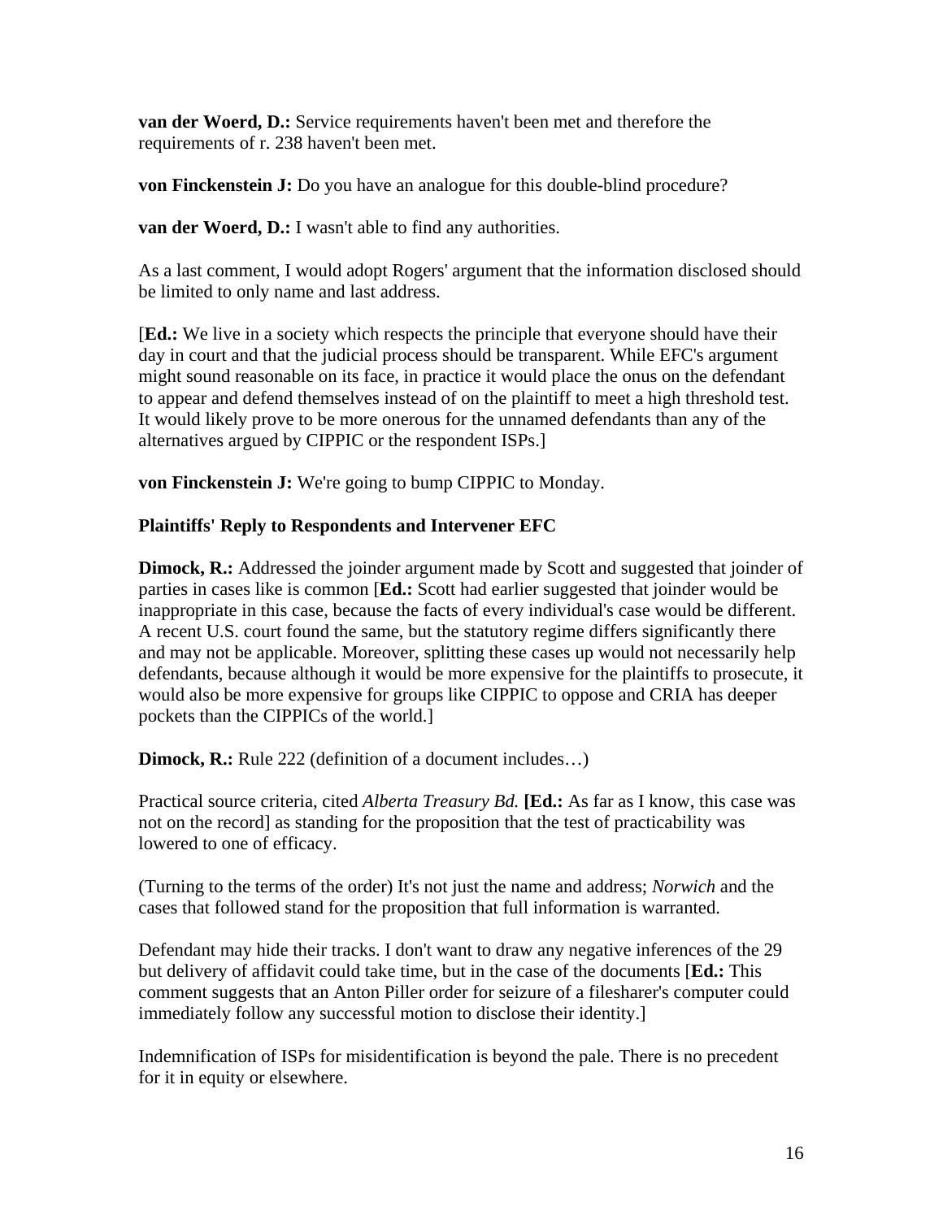**van der Woerd, D.:** Service requirements haven't been met and therefore the requirements of r. 238 haven't been met.

**von Finckenstein J:** Do you have an analogue for this double-blind procedure?

**van der Woerd, D.:** I wasn't able to find any authorities.

As a last comment, I would adopt Rogers' argument that the information disclosed should be limited to only name and last address.

[**Ed.:** We live in a society which respects the principle that everyone should have their day in court and that the judicial process should be transparent. While EFC's argument might sound reasonable on its face, in practice it would place the onus on the defendant to appear and defend themselves instead of on the plaintiff to meet a high threshold test. It would likely prove to be more onerous for the unnamed defendants than any of the alternatives argued by CIPPIC or the respondent ISPs.]

**von Finckenstein J:** We're going to bump CIPPIC to Monday.

**Plaintiffs' Reply to Respondents and Intervener EFC**

**Dimock, R.:** Addressed the joinder argument made by Scott and suggested that joinder of parties in cases like is common [**Ed.:** Scott had earlier suggested that joinder would be inappropriate in this case, because the facts of every individual's case would be different. A recent U.S. court found the same, but the statutory regime differs significantly there and may not be applicable. Moreover, splitting these cases up would not necessarily help defendants, because although it would be more expensive for the plaintiffs to prosecute, it would also be more expensive for groups like CIPPIC to oppose and CRIA has deeper pockets than the CIPPICs of the world.]

**Dimock, R.:** Rule 222 (definition of a document includes…)

Practical source criteria, cited *Alberta Treasury Bd.* **[Ed.:** As far as I know, this case was not on the record] as standing for the proposition that the test of practicability was lowered to one of efficacy.

(Turning to the terms of the order) It's not just the name and address; *Norwich* and the cases that followed stand for the proposition that full information is warranted.

Defendant may hide their tracks. I don't want to draw any negative inferences of the 29 but delivery of affidavit could take time, but in the case of the documents [**Ed.:** This comment suggests that an Anton Piller order for seizure of a filesharer's computer could immediately follow any successful motion to disclose their identity.]

Indemnification of ISPs for misidentification is beyond the pale. There is no precedent for it in equity or elsewhere.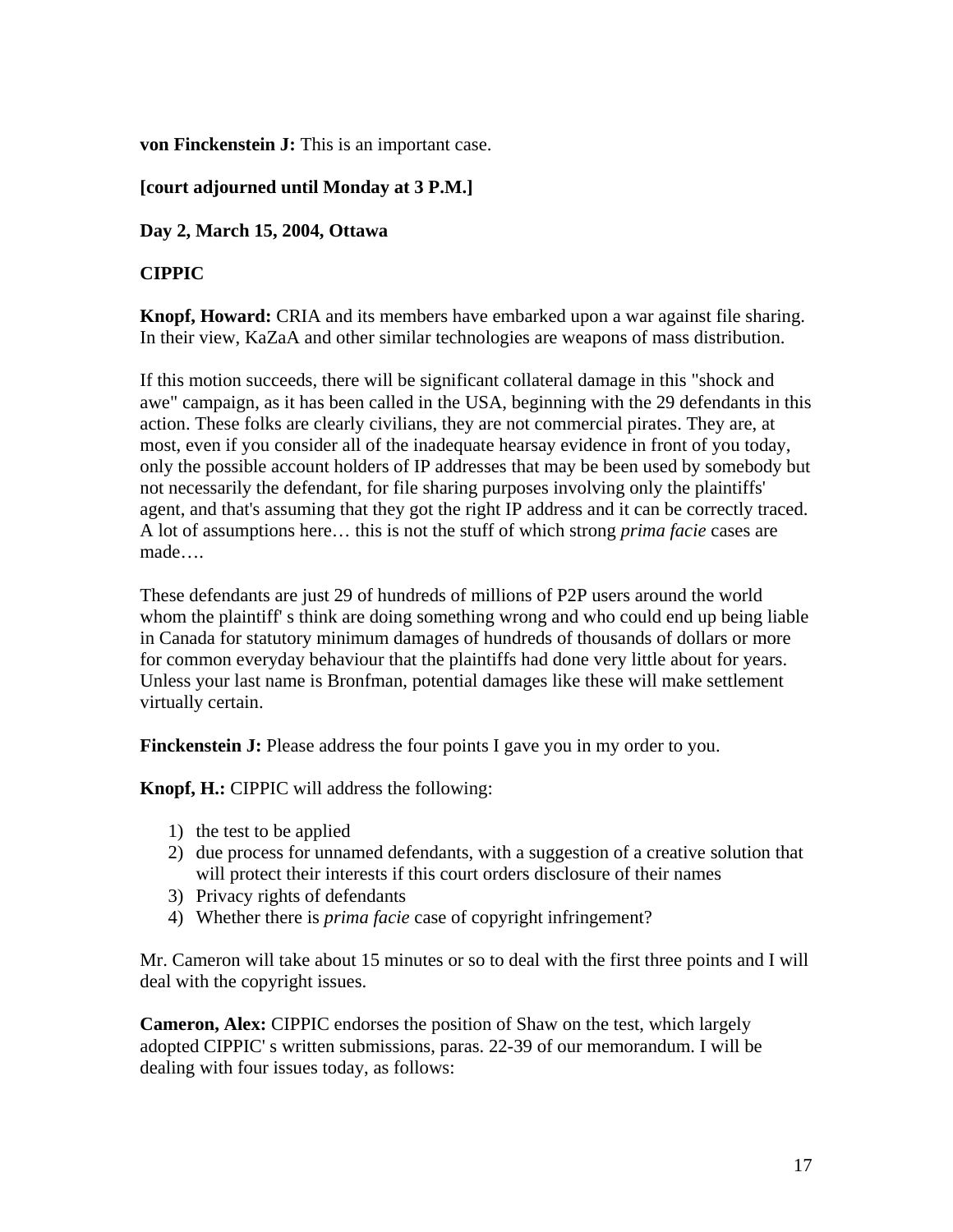**von Finckenstein J:** This is an important case.

**[court adjourned until Monday at 3 P.M.]**

**Day 2, March 15, 2004, Ottawa**

**CIPPIC**

**Knopf, Howard:** CRIA and its members have embarked upon a war against file sharing. In their view, KaZaA and other similar technologies are weapons of mass distribution.

If this motion succeeds, there will be significant collateral damage in this "shock and awe" campaign, as it has been called in the USA, beginning with the 29 defendants in this action. These folks are clearly civilians, they are not commercial pirates. They are, at most, even if you consider all of the inadequate hearsay evidence in front of you today, only the possible account holders of IP addresses that may be been used by somebody but not necessarily the defendant, for file sharing purposes involving only the plaintiffs' agent, and that's assuming that they got the right IP address and it can be correctly traced. A lot of assumptions here… this is not the stuff of which strong *prima facie* cases are made….

These defendants are just 29 of hundreds of millions of P2P users around the world whom the plaintiff' s think are doing something wrong and who could end up being liable in Canada for statutory minimum damages of hundreds of thousands of dollars or more for common everyday behaviour that the plaintiffs had done very little about for years. Unless your last name is Bronfman, potential damages like these will make settlement virtually certain.

**Finckenstein J:** Please address the four points I gave you in my order to you.

**Knopf, H.:** CIPPIC will address the following:

1) the test to be applied
2) due process for unnamed defendants, with a suggestion of a creative solution that will protect their interests if this court orders disclosure of their names
3) Privacy rights of defendants
4) Whether there is *prima facie* case of copyright infringement?

Mr. Cameron will take about 15 minutes or so to deal with the first three points and I will deal with the copyright issues.

**Cameron, Alex:** CIPPIC endorses the position of Shaw on the test, which largely adopted CIPPIC' s written submissions, paras. 22-39 of our memorandum. I will be dealing with four issues today, as follows: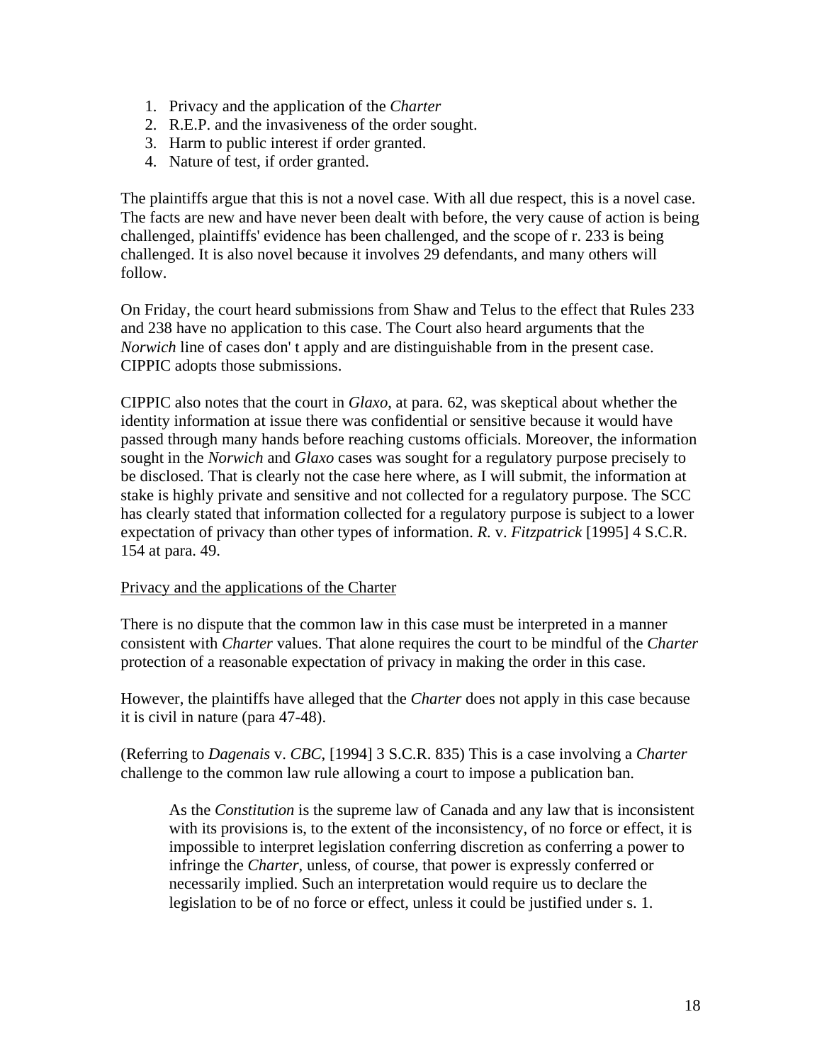1. Privacy and the application of the *Charter*
2. R.E.P. and the invasiveness of the order sought.
3. Harm to public interest if order granted.
4. Nature of test, if order granted.

The plaintiffs argue that this is not a novel case. With all due respect, this is a novel case. The facts are new and have never been dealt with before, the very cause of action is being challenged, plaintiffs' evidence has been challenged, and the scope of r. 233 is being challenged. It is also novel because it involves 29 defendants, and many others will follow.

On Friday, the court heard submissions from Shaw and Telus to the effect that Rules 233 and 238 have no application to this case. The Court also heard arguments that the *Norwich* line of cases don' t apply and are distinguishable from in the present case. CIPPIC adopts those submissions.

CIPPIC also notes that the court in *Glaxo*, at para. 62, was skeptical about whether the identity information at issue there was confidential or sensitive because it would have passed through many hands before reaching customs officials. Moreover, the information sought in the *Norwich* and *Glaxo* cases was sought for a regulatory purpose precisely to be disclosed. That is clearly not the case here where, as I will submit, the information at stake is highly private and sensitive and not collected for a regulatory purpose. The SCC has clearly stated that information collected for a regulatory purpose is subject to a lower expectation of privacy than other types of information. *R.* v. *Fitzpatrick* [1995] 4 S.C.R. 154 at para. 49.

<u>Privacy and the applications of the Charter</u>

There is no dispute that the common law in this case must be interpreted in a manner consistent with *Charter* values. That alone requires the court to be mindful of the *Charter* protection of a reasonable expectation of privacy in making the order in this case.

However, the plaintiffs have alleged that the *Charter* does not apply in this case because it is civil in nature (para 47-48).

(Referring to *Dagenais* v. *CBC*, [1994] 3 S.C.R. 835) This is a case involving a *Charter* challenge to the common law rule allowing a court to impose a publication ban.

> As the *Constitution* is the supreme law of Canada and any law that is inconsistent with its provisions is, to the extent of the inconsistency, of no force or effect, it is impossible to interpret legislation conferring discretion as conferring a power to infringe the *Charter*, unless, of course, that power is expressly conferred or necessarily implied. Such an interpretation would require us to declare the legislation to be of no force or effect, unless it could be justified under s. 1.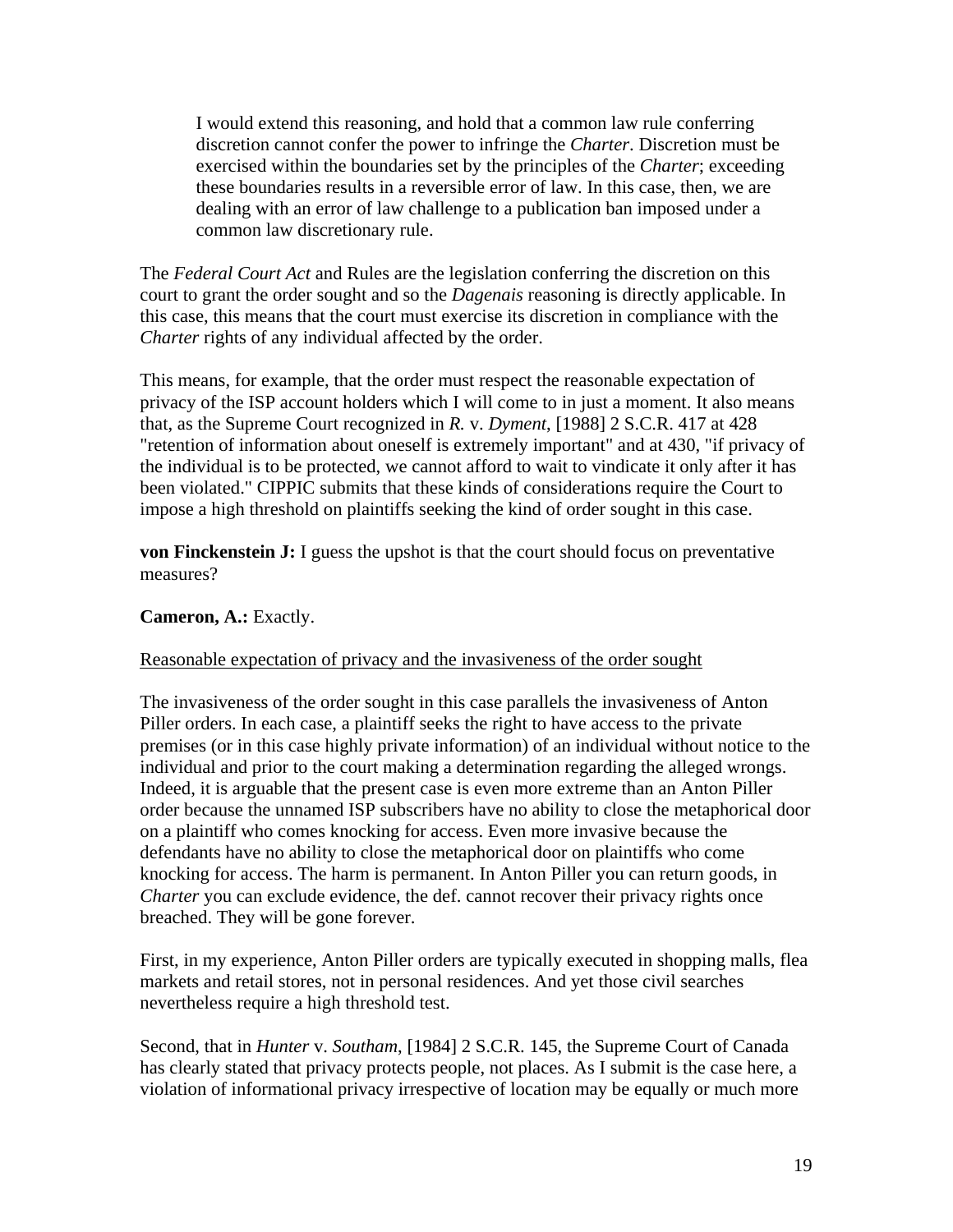> I would extend this reasoning, and hold that a common law rule conferring discretion cannot confer the power to infringe the *Charter*. Discretion must be exercised within the boundaries set by the principles of the *Charter*; exceeding these boundaries results in a reversible error of law. In this case, then, we are dealing with an error of law challenge to a publication ban imposed under a common law discretionary rule.

The *Federal Court Act* and Rules are the legislation conferring the discretion on this court to grant the order sought and so the *Dagenais* reasoning is directly applicable. In this case, this means that the court must exercise its discretion in compliance with the *Charter* rights of any individual affected by the order.

This means, for example, that the order must respect the reasonable expectation of privacy of the ISP account holders which I will come to in just a moment. It also means that, as the Supreme Court recognized in *R.* v. *Dyment*, [1988] 2 S.C.R. 417 at 428 "retention of information about oneself is extremely important" and at 430, "if privacy of the individual is to be protected, we cannot afford to wait to vindicate it only after it has been violated." CIPPIC submits that these kinds of considerations require the Court to impose a high threshold on plaintiffs seeking the kind of order sought in this case.

**von Finckenstein J:** I guess the upshot is that the court should focus on preventative measures?

**Cameron, A.:** Exactly.

<u>Reasonable expectation of privacy and the invasiveness of the order sought</u>

The invasiveness of the order sought in this case parallels the invasiveness of Anton Piller orders. In each case, a plaintiff seeks the right to have access to the private premises (or in this case highly private information) of an individual without notice to the individual and prior to the court making a determination regarding the alleged wrongs. Indeed, it is arguable that the present case is even more extreme than an Anton Piller order because the unnamed ISP subscribers have no ability to close the metaphorical door on a plaintiff who comes knocking for access. Even more invasive because the defendants have no ability to close the metaphorical door on plaintiffs who come knocking for access. The harm is permanent. In Anton Piller you can return goods, in *Charter* you can exclude evidence, the def. cannot recover their privacy rights once breached. They will be gone forever.

First, in my experience, Anton Piller orders are typically executed in shopping malls, flea markets and retail stores, not in personal residences. And yet those civil searches nevertheless require a high threshold test.

Second, that in *Hunter* v. *Southam*, [1984] 2 S.C.R. 145, the Supreme Court of Canada has clearly stated that privacy protects people, not places. As I submit is the case here, a violation of informational privacy irrespective of location may be equally or much more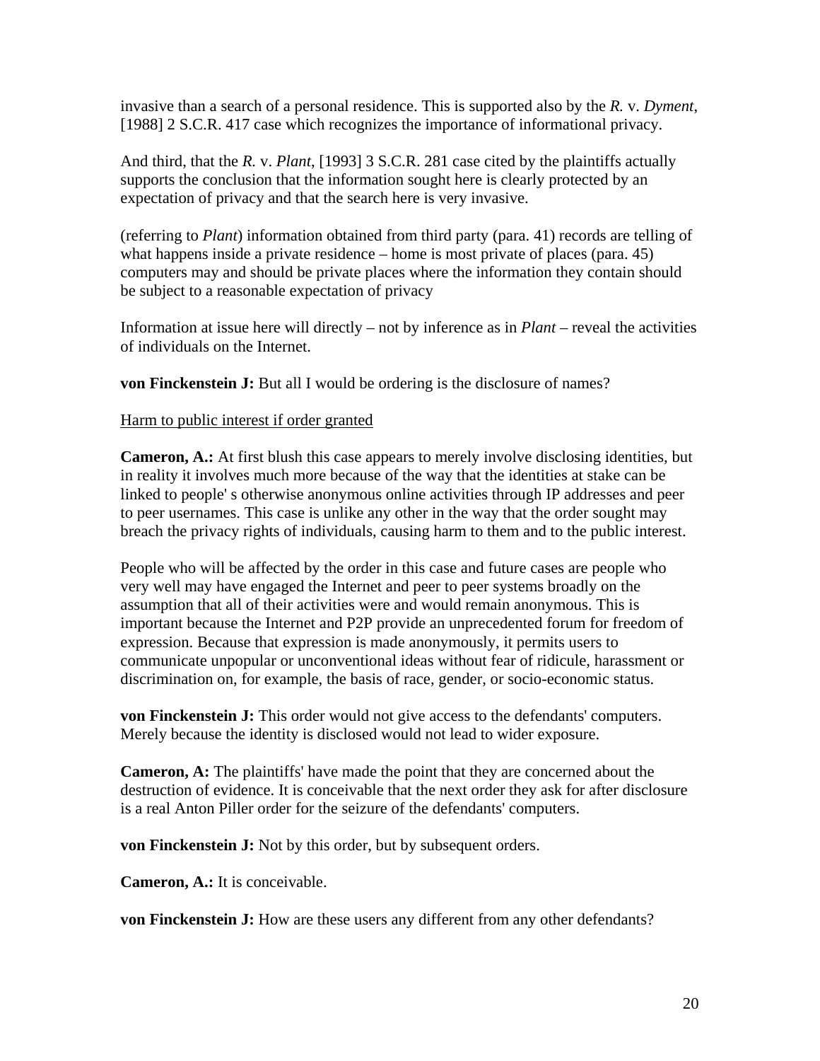invasive than a search of a personal residence. This is supported also by the *R.* v. *Dyment*, [1988] 2 S.C.R. 417 case which recognizes the importance of informational privacy.

And third, that the *R.* v. *Plant*, [1993] 3 S.C.R. 281 case cited by the plaintiffs actually supports the conclusion that the information sought here is clearly protected by an expectation of privacy and that the search here is very invasive.

(referring to *Plant*) information obtained from third party (para. 41) records are telling of what happens inside a private residence – home is most private of places (para. 45) computers may and should be private places where the information they contain should be subject to a reasonable expectation of privacy

Information at issue here will directly – not by inference as in *Plant* – reveal the activities of individuals on the Internet.

**von Finckenstein J:** But all I would be ordering is the disclosure of names?

<u>Harm to public interest if order granted</u>

**Cameron, A.:** At first blush this case appears to merely involve disclosing identities, but in reality it involves much more because of the way that the identities at stake can be linked to people' s otherwise anonymous online activities through IP addresses and peer to peer usernames. This case is unlike any other in the way that the order sought may breach the privacy rights of individuals, causing harm to them and to the public interest.

People who will be affected by the order in this case and future cases are people who very well may have engaged the Internet and peer to peer systems broadly on the assumption that all of their activities were and would remain anonymous. This is important because the Internet and P2P provide an unprecedented forum for freedom of expression. Because that expression is made anonymously, it permits users to communicate unpopular or unconventional ideas without fear of ridicule, harassment or discrimination on, for example, the basis of race, gender, or socio-economic status.

**von Finckenstein J:** This order would not give access to the defendants' computers. Merely because the identity is disclosed would not lead to wider exposure.

**Cameron, A:** The plaintiffs' have made the point that they are concerned about the destruction of evidence. It is conceivable that the next order they ask for after disclosure is a real Anton Piller order for the seizure of the defendants' computers.

**von Finckenstein J:** Not by this order, but by subsequent orders.

**Cameron, A.:** It is conceivable.

**von Finckenstein J:** How are these users any different from any other defendants?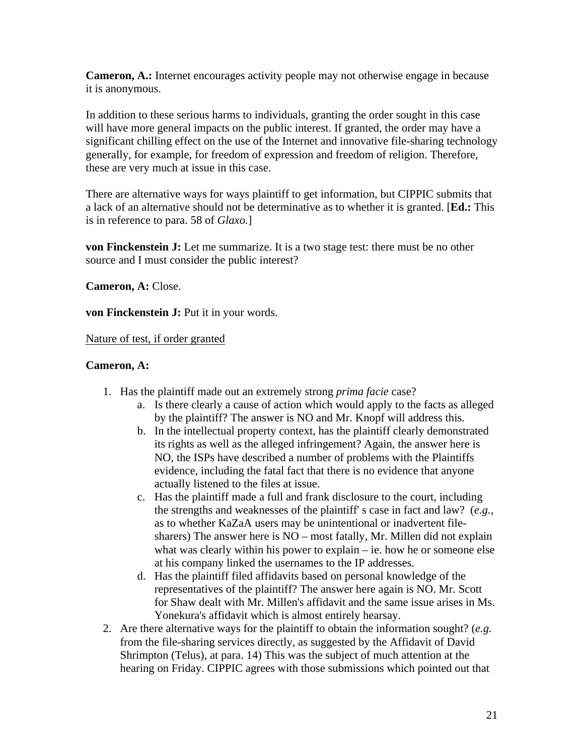**Cameron, A.:** Internet encourages activity people may not otherwise engage in because it is anonymous.

In addition to these serious harms to individuals, granting the order sought in this case will have more general impacts on the public interest. If granted, the order may have a significant chilling effect on the use of the Internet and innovative file-sharing technology generally, for example, for freedom of expression and freedom of religion. Therefore, these are very much at issue in this case.

There are alternative ways for ways plaintiff to get information, but CIPPIC submits that a lack of an alternative should not be determinative as to whether it is granted. [**Ed.:** This is in reference to para. 58 of *Glaxo.*]

**von Finckenstein J:** Let me summarize. It is a two stage test: there must be no other source and I must consider the public interest?

**Cameron, A:** Close.

**von Finckenstein J:** Put it in your words.

<u>Nature of test, if order granted</u>

**Cameron, A:**

1. Has the plaintiff made out an extremely strong *prima facie* case?
    a. Is there clearly a cause of action which would apply to the facts as alleged by the plaintiff? The answer is NO and Mr. Knopf will address this.
    b. In the intellectual property context, has the plaintiff clearly demonstrated its rights as well as the alleged infringement? Again, the answer here is NO, the ISPs have described a number of problems with the Plaintiffs evidence, including the fatal fact that there is no evidence that anyone actually listened to the files at issue.
    c. Has the plaintiff made a full and frank disclosure to the court, including the strengths and weaknesses of the plaintiff' s case in fact and law? (*e.g.*, as to whether KaZaA users may be unintentional or inadvertent file-sharers) The answer here is NO – most fatally, Mr. Millen did not explain what was clearly within his power to explain – ie. how he or someone else at his company linked the usernames to the IP addresses.
    d. Has the plaintiff filed affidavits based on personal knowledge of the representatives of the plaintiff? The answer here again is NO. Mr. Scott for Shaw dealt with Mr. Millen's affidavit and the same issue arises in Ms. Yonekura's affidavit which is almost entirely hearsay.
2. Are there alternative ways for the plaintiff to obtain the information sought? (*e.g.* from the file-sharing services directly, as suggested by the Affidavit of David Shrimpton (Telus), at para. 14) This was the subject of much attention at the hearing on Friday. CIPPIC agrees with those submissions which pointed out that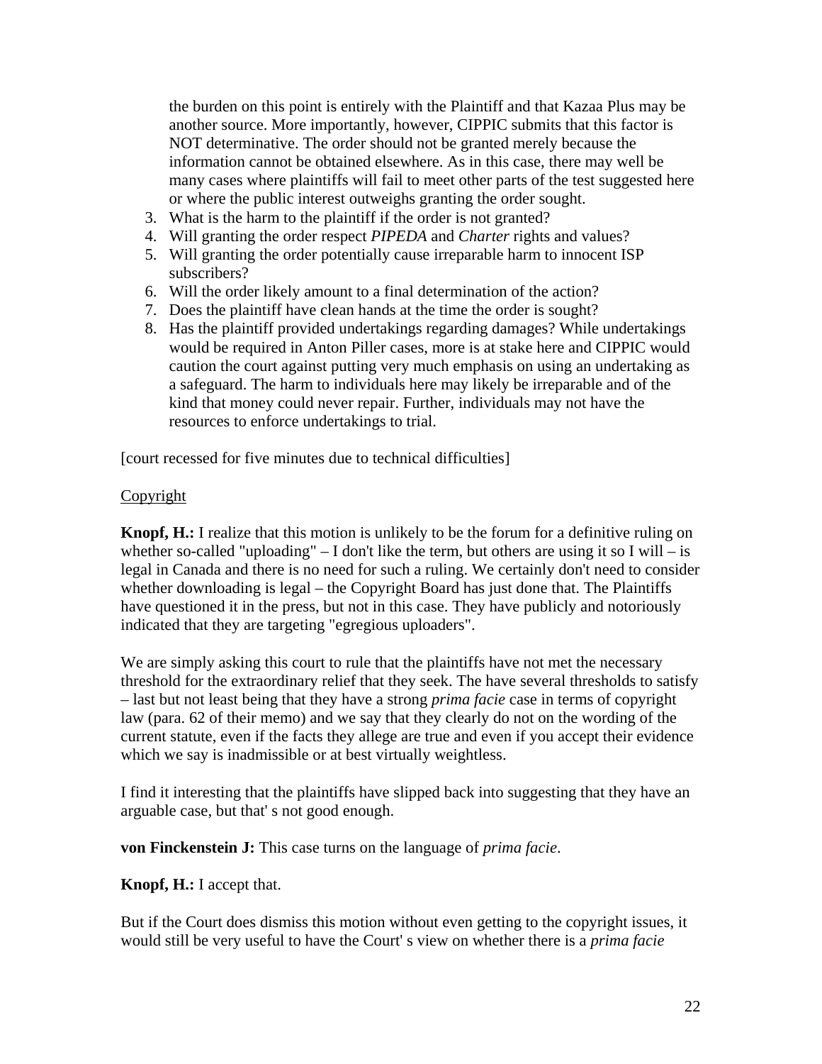the burden on this point is entirely with the Plaintiff and that Kazaa Plus may be another source. More importantly, however, CIPPIC submits that this factor is NOT determinative. The order should not be granted merely because the information cannot be obtained elsewhere. As in this case, there may well be many cases where plaintiffs will fail to meet other parts of the test suggested here or where the public interest outweighs granting the order sought.

3. What is the harm to the plaintiff if the order is not granted?
4. Will granting the order respect *PIPEDA* and *Charter* rights and values?
5. Will granting the order potentially cause irreparable harm to innocent ISP subscribers?
6. Will the order likely amount to a final determination of the action?
7. Does the plaintiff have clean hands at the time the order is sought?
8. Has the plaintiff provided undertakings regarding damages? While undertakings would be required in Anton Piller cases, more is at stake here and CIPPIC would caution the court against putting very much emphasis on using an undertaking as a safeguard. The harm to individuals here may likely be irreparable and of the kind that money could never repair. Further, individuals may not have the resources to enforce undertakings to trial.

[court recessed for five minutes due to technical difficulties]

Copyright

**Knopf, H.:** I realize that this motion is unlikely to be the forum for a definitive ruling on whether so-called "uploading" – I don't like the term, but others are using it so I will – is legal in Canada and there is no need for such a ruling. We certainly don't need to consider whether downloading is legal – the Copyright Board has just done that. The Plaintiffs have questioned it in the press, but not in this case. They have publicly and notoriously indicated that they are targeting "egregious uploaders".

We are simply asking this court to rule that the plaintiffs have not met the necessary threshold for the extraordinary relief that they seek. The have several thresholds to satisfy – last but not least being that they have a strong *prima facie* case in terms of copyright law (para. 62 of their memo) and we say that they clearly do not on the wording of the current statute, even if the facts they allege are true and even if you accept their evidence which we say is inadmissible or at best virtually weightless.

I find it interesting that the plaintiffs have slipped back into suggesting that they have an arguable case, but that' s not good enough.

**von Finckenstein J:** This case turns on the language of *prima facie*.

**Knopf, H.:** I accept that.

But if the Court does dismiss this motion without even getting to the copyright issues, it would still be very useful to have the Court' s view on whether there is a *prima facie*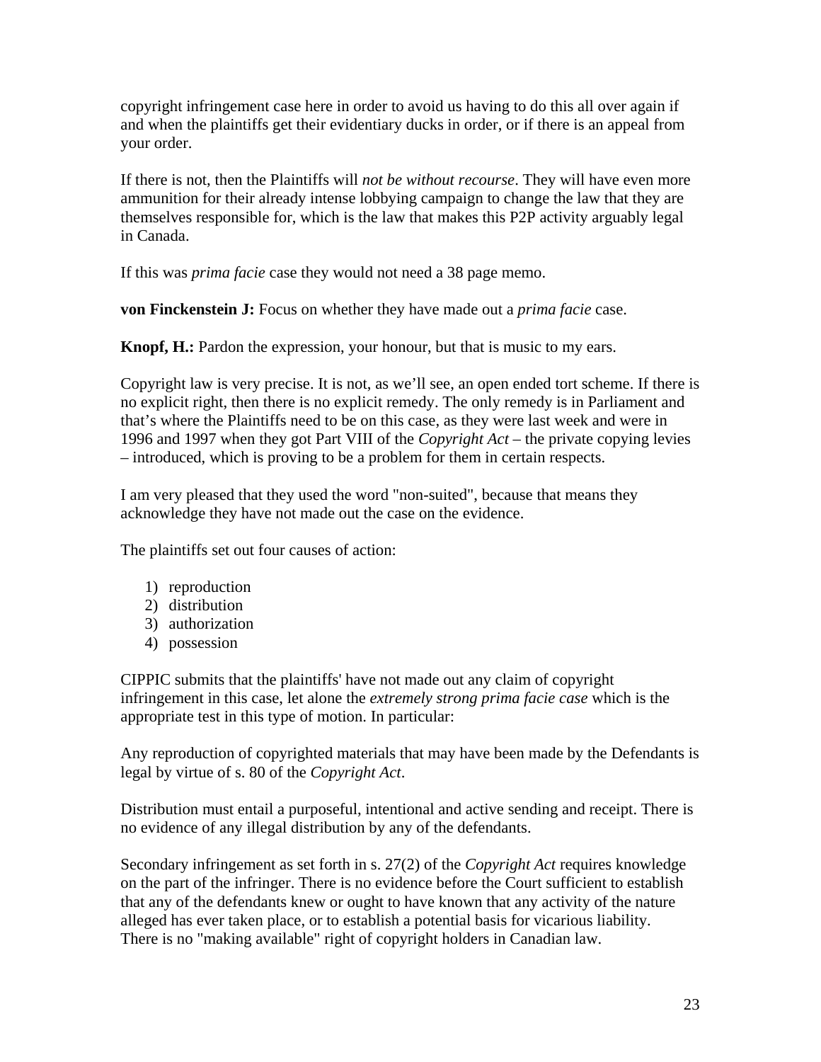copyright infringement case here in order to avoid us having to do this all over again if and when the plaintiffs get their evidentiary ducks in order, or if there is an appeal from your order.

If there is not, then the Plaintiffs will *not be without recourse*. They will have even more ammunition for their already intense lobbying campaign to change the law that they are themselves responsible for, which is the law that makes this P2P activity arguably legal in Canada.

If this was *prima facie* case they would not need a 38 page memo.

**von Finckenstein J:** Focus on whether they have made out a *prima facie* case.

**Knopf, H.:** Pardon the expression, your honour, but that is music to my ears.

Copyright law is very precise. It is not, as we'll see, an open ended tort scheme. If there is no explicit right, then there is no explicit remedy. The only remedy is in Parliament and that's where the Plaintiffs need to be on this case, as they were last week and were in 1996 and 1997 when they got Part VIII of the *Copyright Act* – the private copying levies – introduced, which is proving to be a problem for them in certain respects.

I am very pleased that they used the word "non-suited", because that means they acknowledge they have not made out the case on the evidence.

The plaintiffs set out four causes of action:

1) reproduction
2) distribution
3) authorization
4) possession

CIPPIC submits that the plaintiffs' have not made out any claim of copyright infringement in this case, let alone the *extremely strong prima facie case* which is the appropriate test in this type of motion. In particular:

Any reproduction of copyrighted materials that may have been made by the Defendants is legal by virtue of s. 80 of the *Copyright Act*.

Distribution must entail a purposeful, intentional and active sending and receipt. There is no evidence of any illegal distribution by any of the defendants.

Secondary infringement as set forth in s. 27(2) of the *Copyright Act* requires knowledge on the part of the infringer. There is no evidence before the Court sufficient to establish that any of the defendants knew or ought to have known that any activity of the nature alleged has ever taken place, or to establish a potential basis for vicarious liability. There is no "making available" right of copyright holders in Canadian law.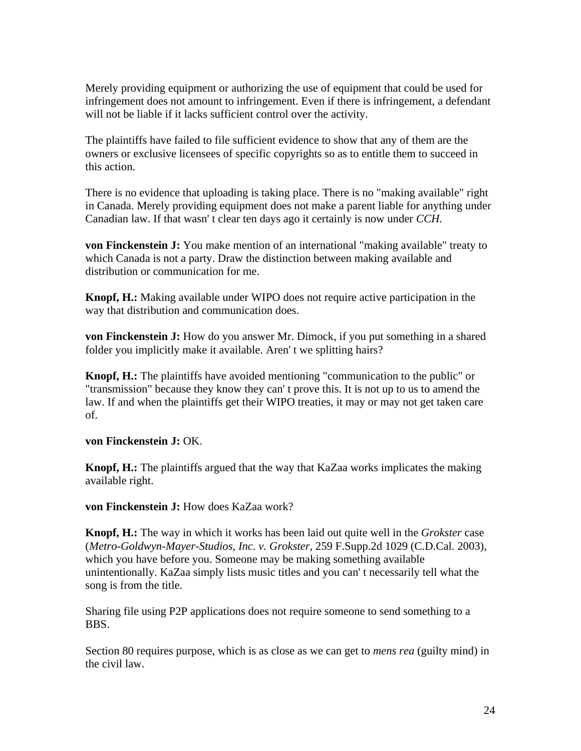Merely providing equipment or authorizing the use of equipment that could be used for infringement does not amount to infringement. Even if there is infringement, a defendant will not be liable if it lacks sufficient control over the activity.

The plaintiffs have failed to file sufficient evidence to show that any of them are the owners or exclusive licensees of specific copyrights so as to entitle them to succeed in this action.

There is no evidence that uploading is taking place. There is no "making available" right in Canada. Merely providing equipment does not make a parent liable for anything under Canadian law. If that wasn' t clear ten days ago it certainly is now under *CCH*.

**von Finckenstein J:** You make mention of an international "making available" treaty to which Canada is not a party. Draw the distinction between making available and distribution or communication for me.

**Knopf, H.:** Making available under WIPO does not require active participation in the way that distribution and communication does.

**von Finckenstein J:** How do you answer Mr. Dimock, if you put something in a shared folder you implicitly make it available. Aren' t we splitting hairs?

**Knopf, H.:** The plaintiffs have avoided mentioning "communication to the public" or "transmission" because they know they can' t prove this. It is not up to us to amend the law. If and when the plaintiffs get their WIPO treaties, it may or may not get taken care of.

**von Finckenstein J:** OK.

**Knopf, H.:** The plaintiffs argued that the way that KaZaa works implicates the making available right.

**von Finckenstein J:** How does KaZaa work?

**Knopf, H.:** The way in which it works has been laid out quite well in the *Grokster* case (*Metro-Goldwyn-Mayer-Studios, Inc. v. Grokster*, 259 F.Supp.2d 1029 (C.D.Cal. 2003), which you have before you. Someone may be making something available unintentionally. KaZaa simply lists music titles and you can' t necessarily tell what the song is from the title.

Sharing file using P2P applications does not require someone to send something to a BBS.

Section 80 requires purpose, which is as close as we can get to *mens rea* (guilty mind) in the civil law.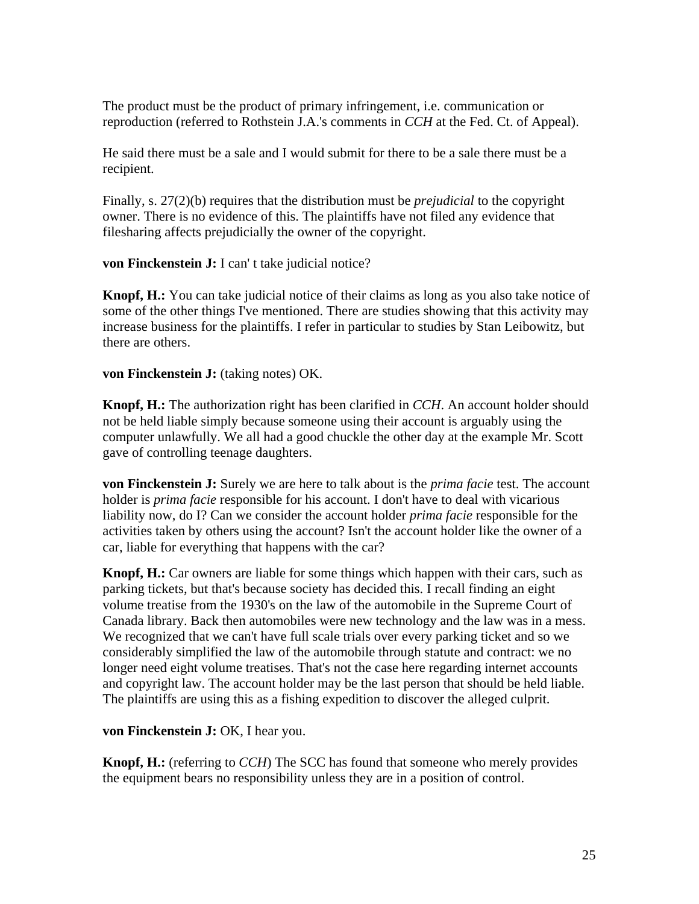The product must be the product of primary infringement, i.e. communication or reproduction (referred to Rothstein J.A.'s comments in *CCH* at the Fed. Ct. of Appeal).

He said there must be a sale and I would submit for there to be a sale there must be a recipient.

Finally, s. 27(2)(b) requires that the distribution must be *prejudicial* to the copyright owner. There is no evidence of this. The plaintiffs have not filed any evidence that filesharing affects prejudicially the owner of the copyright.

**von Finckenstein J:** I can' t take judicial notice?

**Knopf, H.:** You can take judicial notice of their claims as long as you also take notice of some of the other things I've mentioned. There are studies showing that this activity may increase business for the plaintiffs. I refer in particular to studies by Stan Leibowitz, but there are others.

**von Finckenstein J:** (taking notes) OK.

**Knopf, H.:** The authorization right has been clarified in *CCH*. An account holder should not be held liable simply because someone using their account is arguably using the computer unlawfully. We all had a good chuckle the other day at the example Mr. Scott gave of controlling teenage daughters.

**von Finckenstein J:** Surely we are here to talk about is the *prima facie* test. The account holder is *prima facie* responsible for his account. I don't have to deal with vicarious liability now, do I? Can we consider the account holder *prima facie* responsible for the activities taken by others using the account? Isn't the account holder like the owner of a car, liable for everything that happens with the car?

**Knopf, H.:** Car owners are liable for some things which happen with their cars, such as parking tickets, but that's because society has decided this. I recall finding an eight volume treatise from the 1930's on the law of the automobile in the Supreme Court of Canada library. Back then automobiles were new technology and the law was in a mess. We recognized that we can't have full scale trials over every parking ticket and so we considerably simplified the law of the automobile through statute and contract: we no longer need eight volume treatises. That's not the case here regarding internet accounts and copyright law. The account holder may be the last person that should be held liable. The plaintiffs are using this as a fishing expedition to discover the alleged culprit.

**von Finckenstein J:** OK, I hear you.

**Knopf, H.:** (referring to *CCH*) The SCC has found that someone who merely provides the equipment bears no responsibility unless they are in a position of control.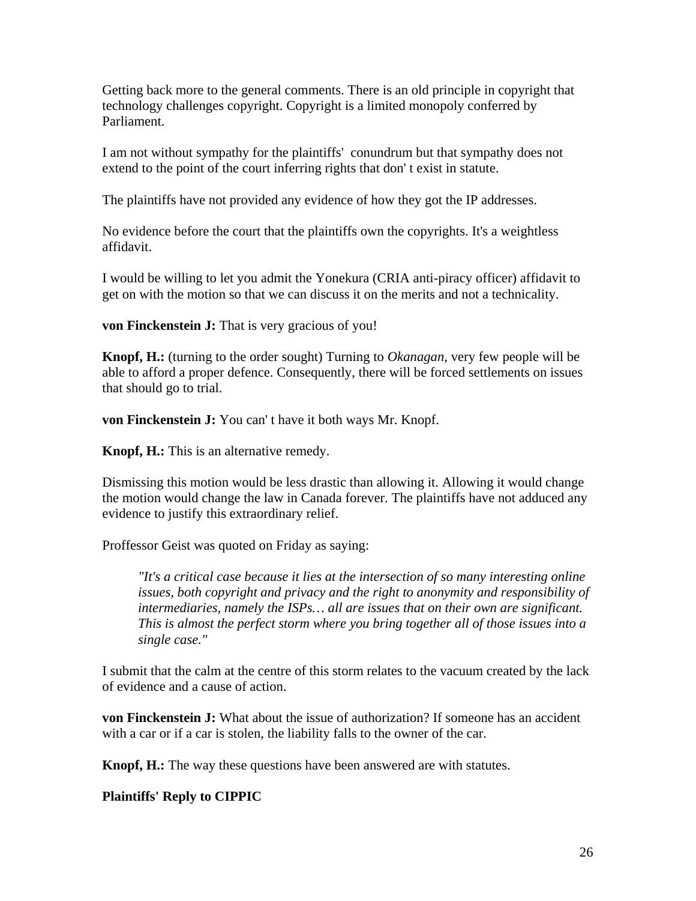Getting back more to the general comments. There is an old principle in copyright that technology challenges copyright. Copyright is a limited monopoly conferred by Parliament.

I am not without sympathy for the plaintiffs' conundrum but that sympathy does not extend to the point of the court inferring rights that don' t exist in statute.

The plaintiffs have not provided any evidence of how they got the IP addresses.

No evidence before the court that the plaintiffs own the copyrights. It's a weightless affidavit.

I would be willing to let you admit the Yonekura (CRIA anti-piracy officer) affidavit to get on with the motion so that we can discuss it on the merits and not a technicality.

**von Finckenstein J:** That is very gracious of you!

**Knopf, H.:** (turning to the order sought) Turning to *Okanagan*, very few people will be able to afford a proper defence. Consequently, there will be forced settlements on issues that should go to trial.

**von Finckenstein J:** You can' t have it both ways Mr. Knopf.

**Knopf, H.:** This is an alternative remedy.

Dismissing this motion would be less drastic than allowing it. Allowing it would change the motion would change the law in Canada forever. The plaintiffs have not adduced any evidence to justify this extraordinary relief.

Proffessor Geist was quoted on Friday as saying:

> *"It's a critical case because it lies at the intersection of so many interesting online issues, both copyright and privacy and the right to anonymity and responsibility of intermediaries, namely the ISPs… all are issues that on their own are significant. This is almost the perfect storm where you bring together all of those issues into a single case."*

I submit that the calm at the centre of this storm relates to the vacuum created by the lack of evidence and a cause of action.

**von Finckenstein J:** What about the issue of authorization? If someone has an accident with a car or if a car is stolen, the liability falls to the owner of the car.

**Knopf, H.:** The way these questions have been answered are with statutes.

**Plaintiffs' Reply to CIPPIC**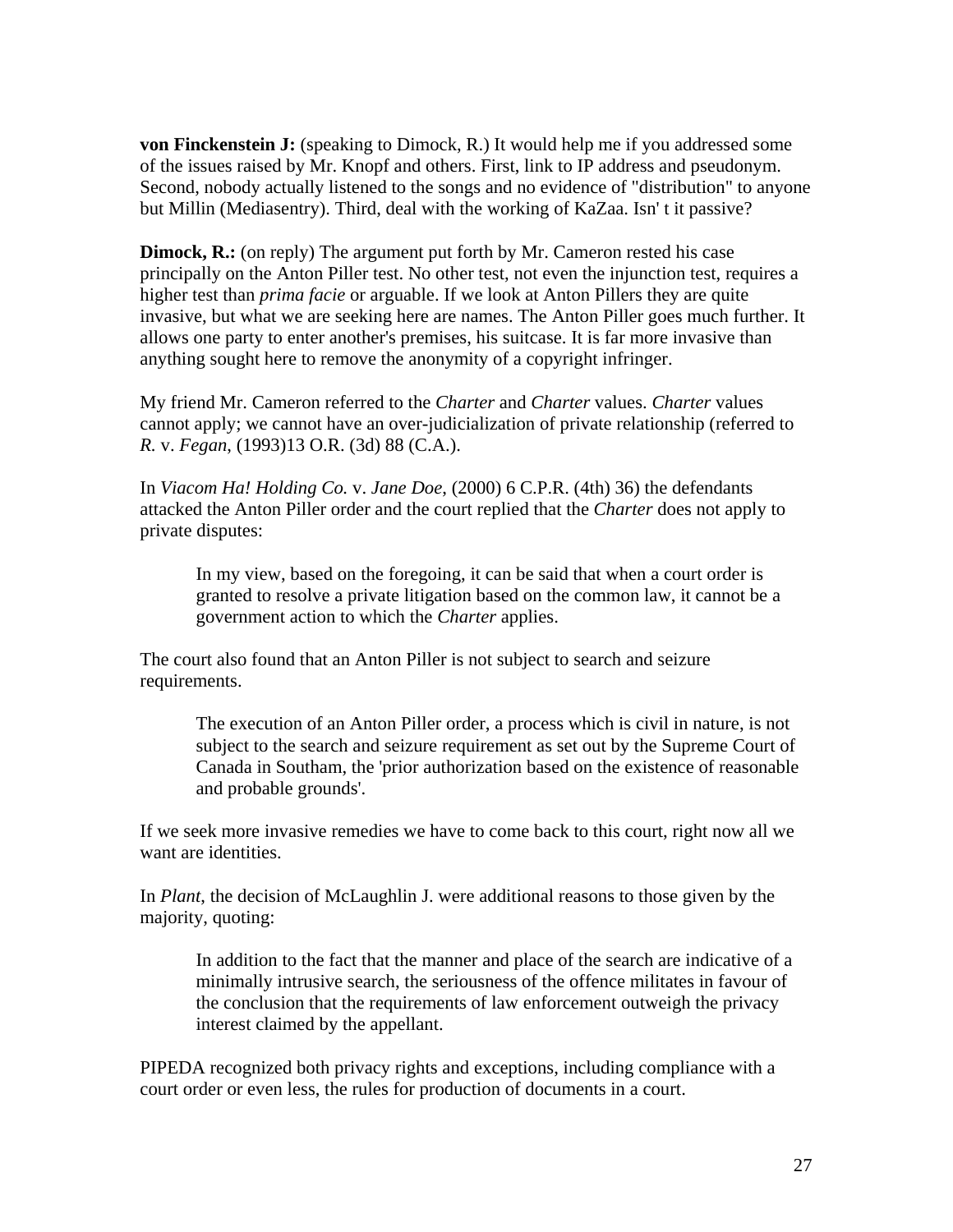**von Finckenstein J:** (speaking to Dimock, R.) It would help me if you addressed some of the issues raised by Mr. Knopf and others. First, link to IP address and pseudonym. Second, nobody actually listened to the songs and no evidence of "distribution" to anyone but Millin (Mediasentry). Third, deal with the working of KaZaa. Isn' t it passive?

**Dimock, R.:** (on reply) The argument put forth by Mr. Cameron rested his case principally on the Anton Piller test. No other test, not even the injunction test, requires a higher test than *prima facie* or arguable. If we look at Anton Pillers they are quite invasive, but what we are seeking here are names. The Anton Piller goes much further. It allows one party to enter another's premises, his suitcase. It is far more invasive than anything sought here to remove the anonymity of a copyright infringer.

My friend Mr. Cameron referred to the *Charter* and *Charter* values. *Charter* values cannot apply; we cannot have an over-judicialization of private relationship (referred to *R.* v. *Fegan*, (1993)13 O.R. (3d) 88 (C.A.).

In *Viacom Ha! Holding Co.* v. *Jane Doe*, (2000) 6 C.P.R. (4th) 36) the defendants attacked the Anton Piller order and the court replied that the *Charter* does not apply to private disputes:

> In my view, based on the foregoing, it can be said that when a court order is granted to resolve a private litigation based on the common law, it cannot be a government action to which the *Charter* applies.

The court also found that an Anton Piller is not subject to search and seizure requirements.

> The execution of an Anton Piller order, a process which is civil in nature, is not subject to the search and seizure requirement as set out by the Supreme Court of Canada in Southam, the 'prior authorization based on the existence of reasonable and probable grounds'.

If we seek more invasive remedies we have to come back to this court, right now all we want are identities.

In *Plant*, the decision of McLaughlin J. were additional reasons to those given by the majority, quoting:

> In addition to the fact that the manner and place of the search are indicative of a minimally intrusive search, the seriousness of the offence militates in favour of the conclusion that the requirements of law enforcement outweigh the privacy interest claimed by the appellant.

PIPEDA recognized both privacy rights and exceptions, including compliance with a court order or even less, the rules for production of documents in a court.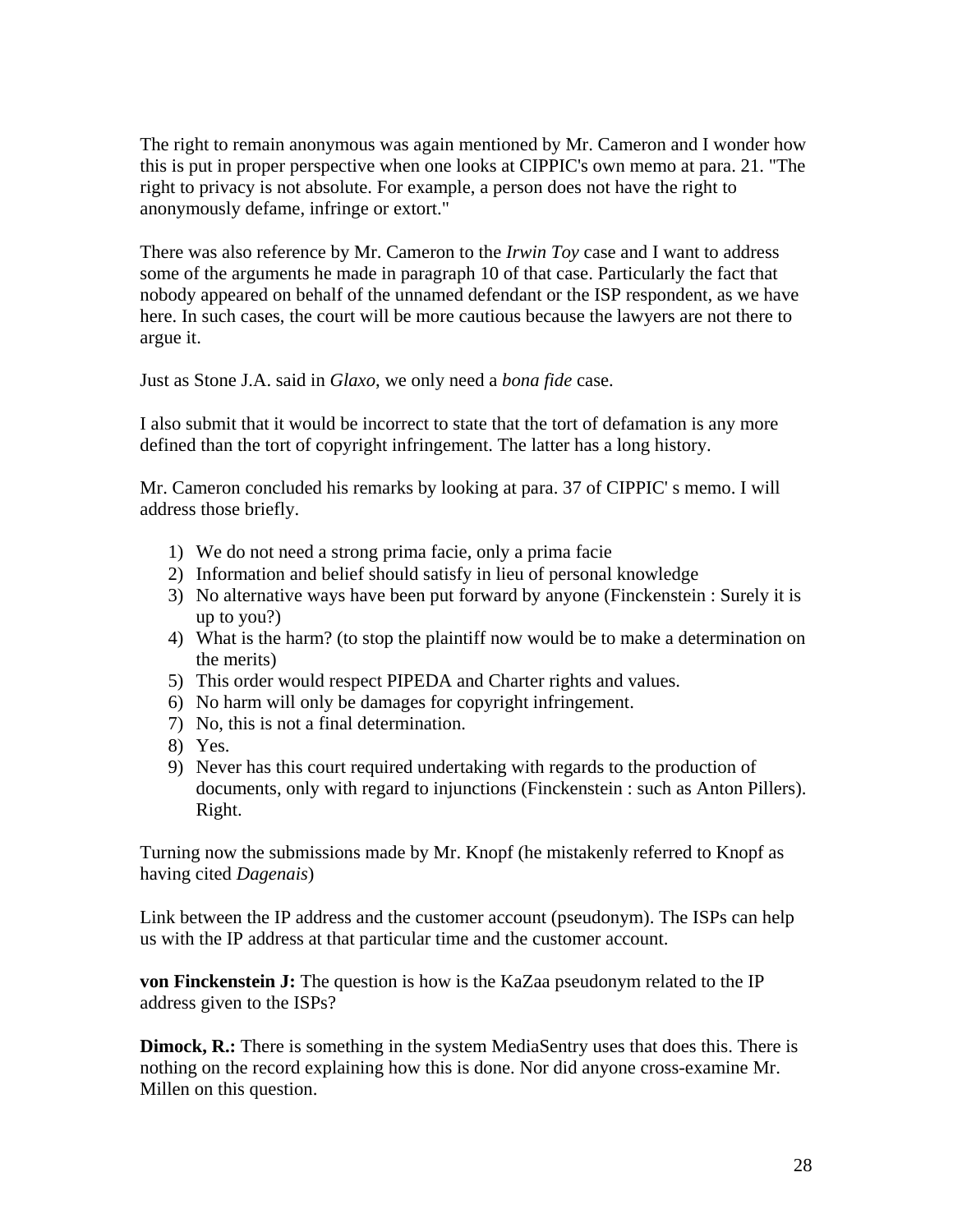The right to remain anonymous was again mentioned by Mr. Cameron and I wonder how this is put in proper perspective when one looks at CIPPIC's own memo at para. 21. "The right to privacy is not absolute. For example, a person does not have the right to anonymously defame, infringe or extort."

There was also reference by Mr. Cameron to the *Irwin Toy* case and I want to address some of the arguments he made in paragraph 10 of that case. Particularly the fact that nobody appeared on behalf of the unnamed defendant or the ISP respondent, as we have here. In such cases, the court will be more cautious because the lawyers are not there to argue it.

Just as Stone J.A. said in *Glaxo*, we only need a *bona fide* case.

I also submit that it would be incorrect to state that the tort of defamation is any more defined than the tort of copyright infringement. The latter has a long history.

Mr. Cameron concluded his remarks by looking at para. 37 of CIPPIC' s memo. I will address those briefly.

1) We do not need a strong prima facie, only a prima facie
2) Information and belief should satisfy in lieu of personal knowledge
3) No alternative ways have been put forward by anyone (Finckenstein : Surely it is up to you?)
4) What is the harm? (to stop the plaintiff now would be to make a determination on the merits)
5) This order would respect PIPEDA and Charter rights and values.
6) No harm will only be damages for copyright infringement.
7) No, this is not a final determination.
8) Yes.
9) Never has this court required undertaking with regards to the production of documents, only with regard to injunctions (Finckenstein : such as Anton Pillers). Right.

Turning now the submissions made by Mr. Knopf (he mistakenly referred to Knopf as having cited *Dagenais*)

Link between the IP address and the customer account (pseudonym). The ISPs can help us with the IP address at that particular time and the customer account.

**von Finckenstein J:** The question is how is the KaZaa pseudonym related to the IP address given to the ISPs?

**Dimock, R.:** There is something in the system MediaSentry uses that does this. There is nothing on the record explaining how this is done. Nor did anyone cross-examine Mr. Millen on this question.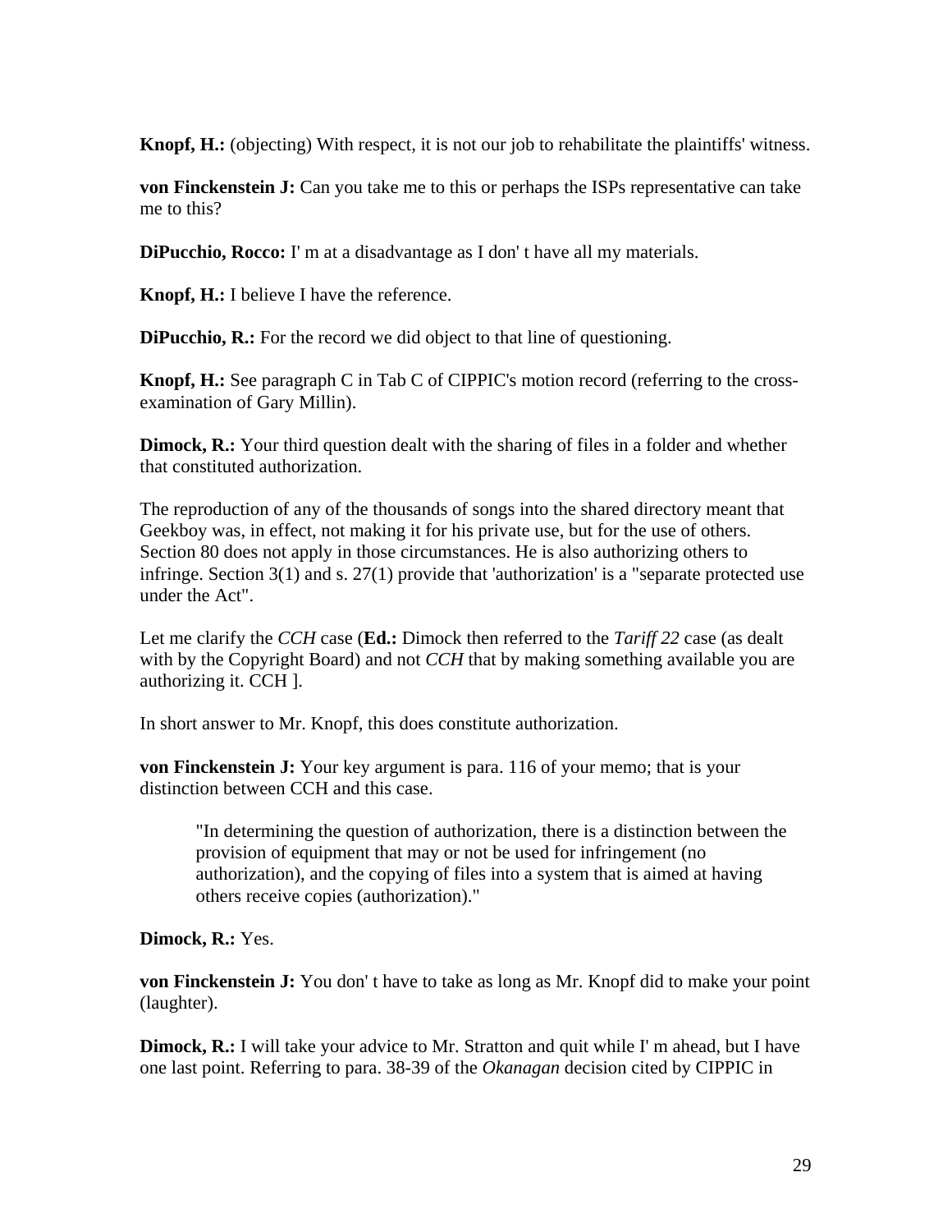**Knopf, H.:** (objecting) With respect, it is not our job to rehabilitate the plaintiffs' witness.

**von Finckenstein J:** Can you take me to this or perhaps the ISPs representative can take me to this?

**DiPucchio, Rocco:** I' m at a disadvantage as I don' t have all my materials.

**Knopf, H.:** I believe I have the reference.

**DiPucchio, R.:** For the record we did object to that line of questioning.

**Knopf, H.:** See paragraph C in Tab C of CIPPIC's motion record (referring to the cross-examination of Gary Millin).

**Dimock, R.:** Your third question dealt with the sharing of files in a folder and whether that constituted authorization.

The reproduction of any of the thousands of songs into the shared directory meant that Geekboy was, in effect, not making it for his private use, but for the use of others. Section 80 does not apply in those circumstances. He is also authorizing others to infringe. Section 3(1) and s. 27(1) provide that 'authorization' is a "separate protected use under the Act".

Let me clarify the *CCH* case (**Ed.:** Dimock then referred to the *Tariff 22* case (as dealt with by the Copyright Board) and not *CCH* that by making something available you are authorizing it. CCH ].

In short answer to Mr. Knopf, this does constitute authorization.

**von Finckenstein J:** Your key argument is para. 116 of your memo; that is your distinction between CCH and this case.

> "In determining the question of authorization, there is a distinction between the provision of equipment that may or not be used for infringement (no authorization), and the copying of files into a system that is aimed at having others receive copies (authorization)."

**Dimock, R.:** Yes.

**von Finckenstein J:** You don' t have to take as long as Mr. Knopf did to make your point (laughter).

**Dimock, R.:** I will take your advice to Mr. Stratton and quit while I' m ahead, but I have one last point. Referring to para. 38-39 of the *Okanagan* decision cited by CIPPIC in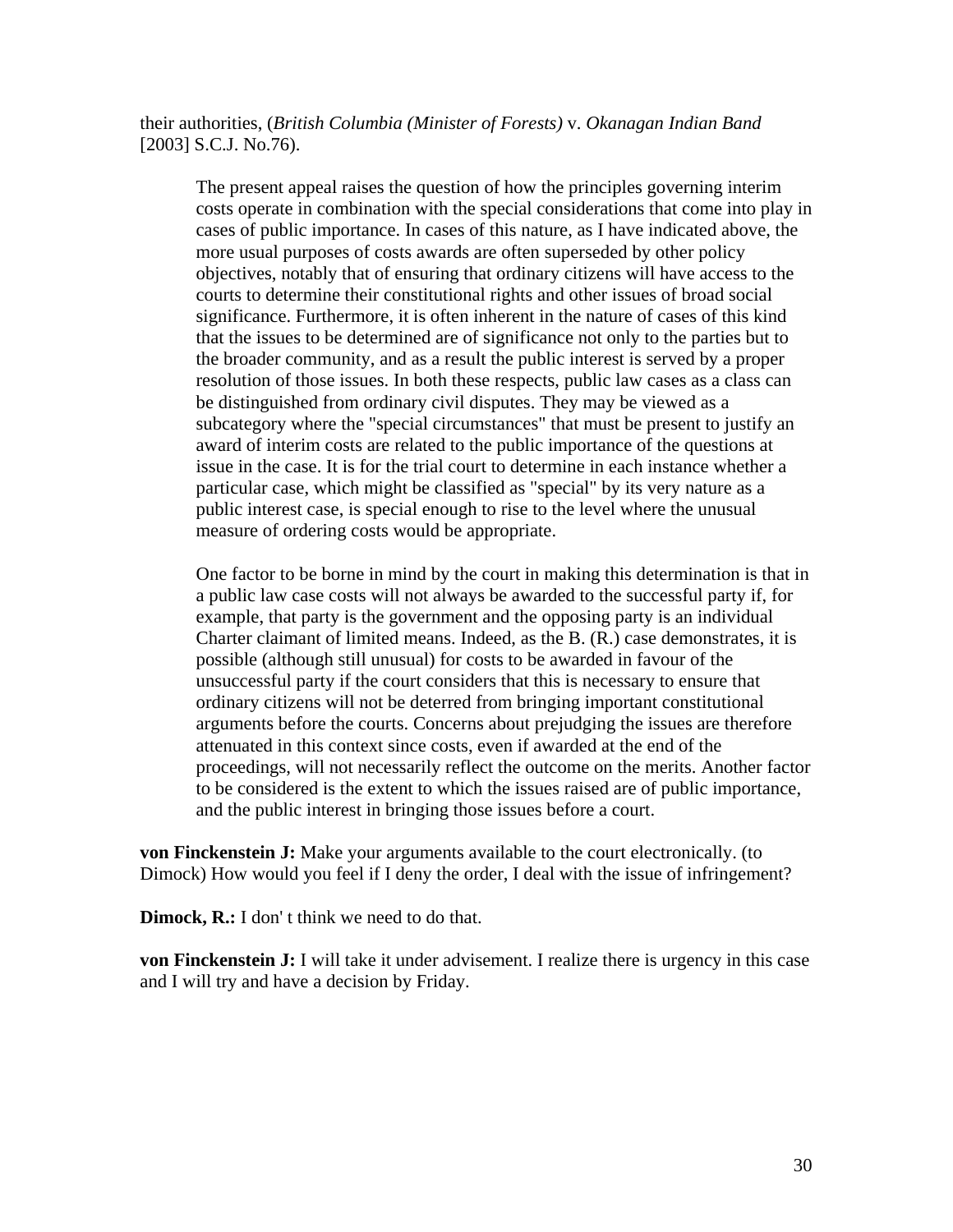their authorities, (*British Columbia (Minister of Forests)* v. *Okanagan Indian Band* [2003] S.C.J. No.76).

> The present appeal raises the question of how the principles governing interim costs operate in combination with the special considerations that come into play in cases of public importance. In cases of this nature, as I have indicated above, the more usual purposes of costs awards are often superseded by other policy objectives, notably that of ensuring that ordinary citizens will have access to the courts to determine their constitutional rights and other issues of broad social significance. Furthermore, it is often inherent in the nature of cases of this kind that the issues to be determined are of significance not only to the parties but to the broader community, and as a result the public interest is served by a proper resolution of those issues. In both these respects, public law cases as a class can be distinguished from ordinary civil disputes. They may be viewed as a subcategory where the "special circumstances" that must be present to justify an award of interim costs are related to the public importance of the questions at issue in the case. It is for the trial court to determine in each instance whether a particular case, which might be classified as "special" by its very nature as a public interest case, is special enough to rise to the level where the unusual measure of ordering costs would be appropriate.
>
> One factor to be borne in mind by the court in making this determination is that in a public law case costs will not always be awarded to the successful party if, for example, that party is the government and the opposing party is an individual Charter claimant of limited means. Indeed, as the B. (R.) case demonstrates, it is possible (although still unusual) for costs to be awarded in favour of the unsuccessful party if the court considers that this is necessary to ensure that ordinary citizens will not be deterred from bringing important constitutional arguments before the courts. Concerns about prejudging the issues are therefore attenuated in this context since costs, even if awarded at the end of the proceedings, will not necessarily reflect the outcome on the merits. Another factor to be considered is the extent to which the issues raised are of public importance, and the public interest in bringing those issues before a court.

**von Finckenstein J:** Make your arguments available to the court electronically. (to Dimock) How would you feel if I deny the order, I deal with the issue of infringement?

**Dimock, R.:** I don' t think we need to do that.

**von Finckenstein J:** I will take it under advisement. I realize there is urgency in this case and I will try and have a decision by Friday.